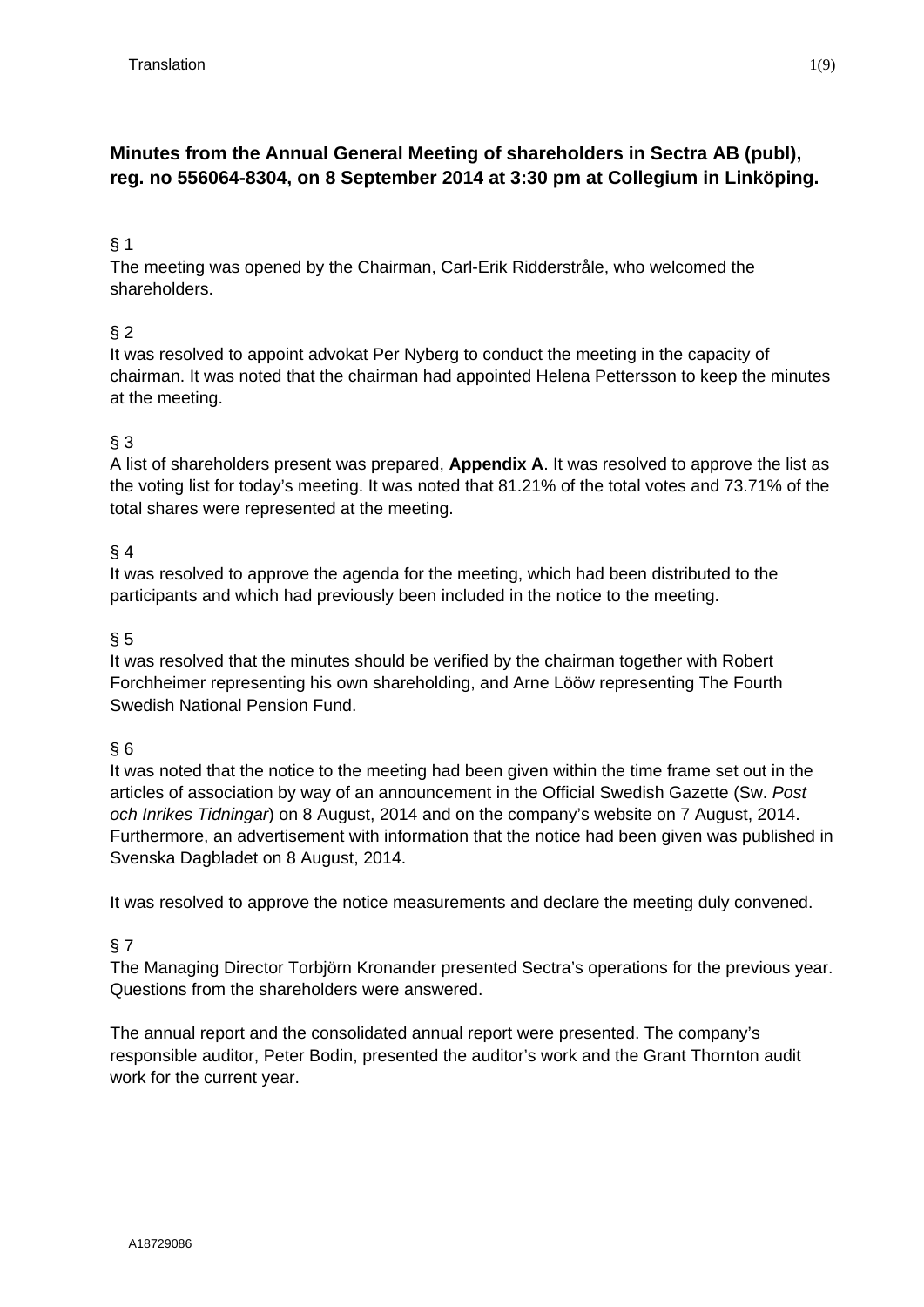Translation

# Minutes from the Annual General Meeting of shareholders in Sectra AB (publ), reg. no 556064-8304, on 8 September 2014 at 3:30 pm at Collegium in Linköping.

§ 1

The meeting was opened by the Chairman, Carl-Erik Ridderstråle, who welcomed the shareholders.

§ 2

It was resolved to appoint advokat Per Nyberg to conduct the meeting in the capacity of chairman. It was noted that the chairman had appointed Helena Pettersson to keep the minutes at the meeting.

§ 3

A list of shareholders present was prepared, **Appendix A**. It was resolved to approve the list as the voting list for today's meeting. It was noted that 81.21% of the total votes and 73.71% of the total shares were represented at the meeting.

§ 4

It was resolved to approve the agenda for the meeting, which had been distributed to the participants and which had previously been included in the notice to the meeting.

§ 5

It was resolved that the minutes should be verified by the chairman together with Robert Forchheimer representing his own shareholding, and Arne Lööw representing The Fourth Swedish National Pension Fund.

§ 6

It was noted that the notice to the meeting had been given within the time frame set out in the articles of association by way of an announcement in the Official Swedish Gazette (Sw. *Post och Inrikes Tidningar*) on 8 August, 2014 and on the company's website on 7 August, 2014. Furthermore, an advertisement with information that the notice had been given was published in Svenska Dagbladet on 8 August, 2014.

It was resolved to approve the notice measurements and declare the meeting duly convened.

§ 7

The Managing Director Torbjörn Kronander presented Sectra's operations for the previous year. Questions from the shareholders were answered.

The annual report and the consolidated annual report were presented. The company's responsible auditor, Peter Bodin, presented the auditor's work and the Grant Thornton audit work for the current year.

A18729086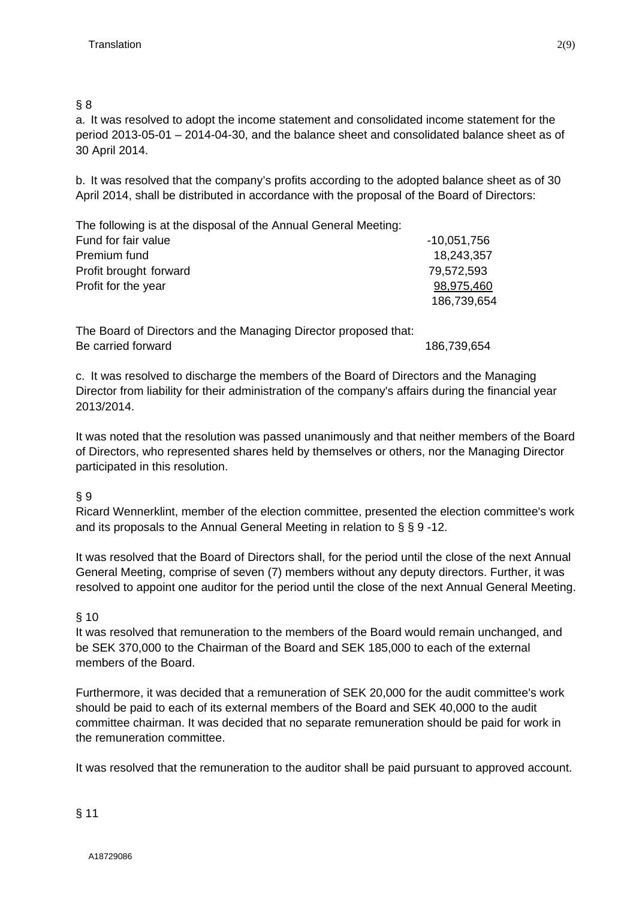§ 8

a. It was resolved to adopt the income statement and consolidated income statement for the period 2013-05-01 – 2014-04-30, and the balance sheet and consolidated balance sheet as of 30 April 2014.

b. It was resolved that the company's profits according to the adopted balance sheet as of 30 April 2014, shall be distributed in accordance with the proposal of the Board of Directors:

| The following is at the disposal of the Annual General Meeting: | |
|---|---|
| Fund for fair value | -10,051,756 |
| Premium fund | 18,243,357 |
| Profit brought forward | 79,572,593 |
| Profit for the year | 98,975,460 |
| | 186,739,654 |

| The Board of Directors and the Managing Director proposed that: | |
|---|---|
| Be carried forward | 186,739,654 |

c. It was resolved to discharge the members of the Board of Directors and the Managing Director from liability for their administration of the company's affairs during the financial year 2013/2014.

It was noted that the resolution was passed unanimously and that neither members of the Board of Directors, who represented shares held by themselves or others, nor the Managing Director participated in this resolution.

§ 9

Ricard Wennerklint, member of the election committee, presented the election committee's work and its proposals to the Annual General Meeting in relation to § § 9 -12.

It was resolved that the Board of Directors shall, for the period until the close of the next Annual General Meeting, comprise of seven (7) members without any deputy directors. Further, it was resolved to appoint one auditor for the period until the close of the next Annual General Meeting.

§ 10

It was resolved that remuneration to the members of the Board would remain unchanged, and be SEK 370,000 to the Chairman of the Board and SEK 185,000 to each of the external members of the Board.

Furthermore, it was decided that a remuneration of SEK 20,000 for the audit committee's work should be paid to each of its external members of the Board and SEK 40,000 to the audit committee chairman. It was decided that no separate remuneration should be paid for work in the remuneration committee.

It was resolved that the remuneration to the auditor shall be paid pursuant to approved account.

§ 11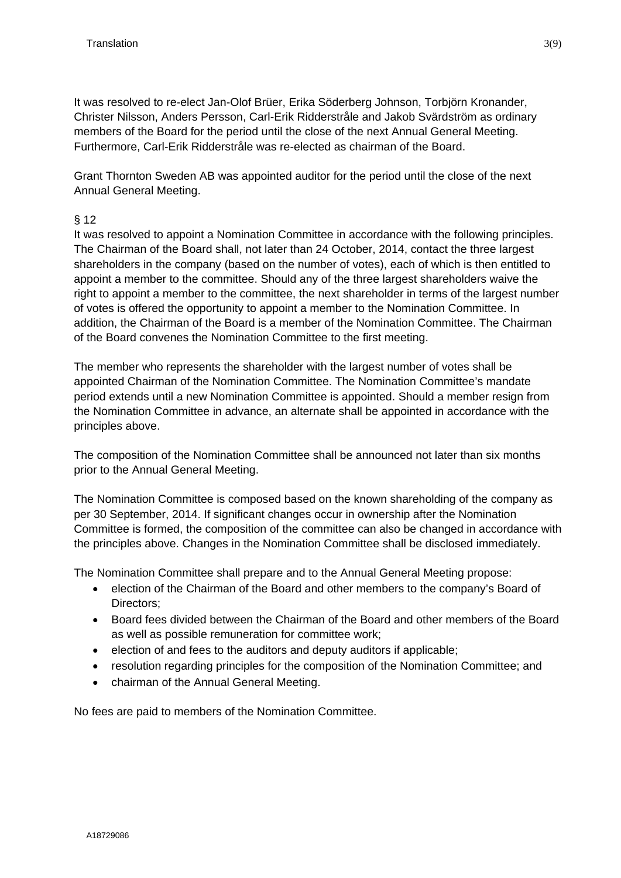It was resolved to re-elect Jan-Olof Brüer, Erika Söderberg Johnson, Torbjörn Kronander, Christer Nilsson, Anders Persson, Carl-Erik Ridderstråle and Jakob Svärdström as ordinary members of the Board for the period until the close of the next Annual General Meeting. Furthermore, Carl-Erik Ridderstråle was re-elected as chairman of the Board.

Grant Thornton Sweden AB was appointed auditor for the period until the close of the next Annual General Meeting.

§ 12

It was resolved to appoint a Nomination Committee in accordance with the following principles. The Chairman of the Board shall, not later than 24 October, 2014, contact the three largest shareholders in the company (based on the number of votes), each of which is then entitled to appoint a member to the committee. Should any of the three largest shareholders waive the right to appoint a member to the committee, the next shareholder in terms of the largest number of votes is offered the opportunity to appoint a member to the Nomination Committee. In addition, the Chairman of the Board is a member of the Nomination Committee. The Chairman of the Board convenes the Nomination Committee to the first meeting.

The member who represents the shareholder with the largest number of votes shall be appointed Chairman of the Nomination Committee. The Nomination Committee's mandate period extends until a new Nomination Committee is appointed. Should a member resign from the Nomination Committee in advance, an alternate shall be appointed in accordance with the principles above.

The composition of the Nomination Committee shall be announced not later than six months prior to the Annual General Meeting.

The Nomination Committee is composed based on the known shareholding of the company as per 30 September, 2014. If significant changes occur in ownership after the Nomination Committee is formed, the composition of the committee can also be changed in accordance with the principles above. Changes in the Nomination Committee shall be disclosed immediately.

The Nomination Committee shall prepare and to the Annual General Meeting propose:

- election of the Chairman of the Board and other members to the company's Board of Directors;
- Board fees divided between the Chairman of the Board and other members of the Board as well as possible remuneration for committee work;
- election of and fees to the auditors and deputy auditors if applicable;
- resolution regarding principles for the composition of the Nomination Committee; and
- chairman of the Annual General Meeting.

No fees are paid to members of the Nomination Committee.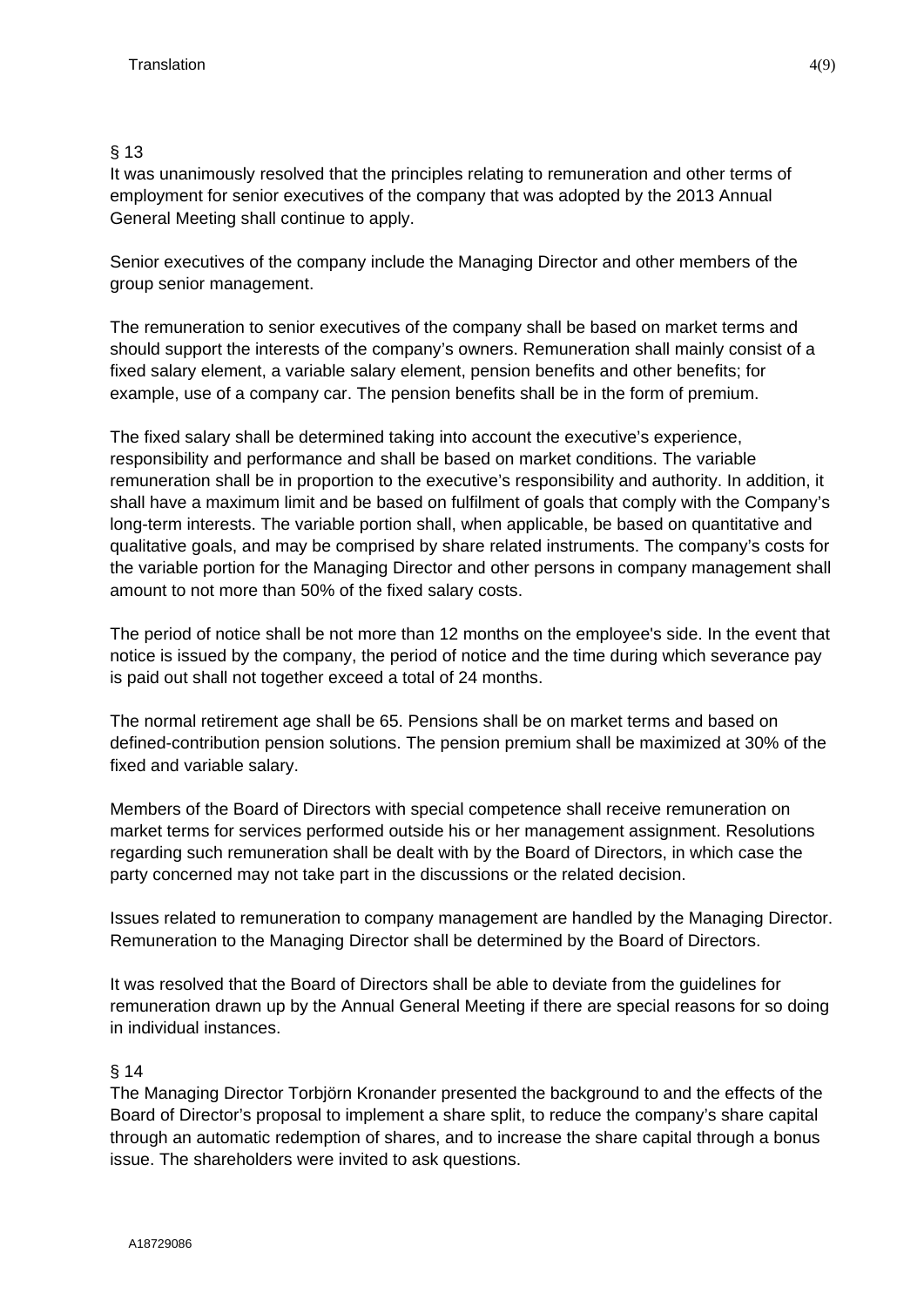§ 13

It was unanimously resolved that the principles relating to remuneration and other terms of employment for senior executives of the company that was adopted by the 2013 Annual General Meeting shall continue to apply.

Senior executives of the company include the Managing Director and other members of the group senior management.

The remuneration to senior executives of the company shall be based on market terms and should support the interests of the company's owners. Remuneration shall mainly consist of a fixed salary element, a variable salary element, pension benefits and other benefits; for example, use of a company car. The pension benefits shall be in the form of premium.

The fixed salary shall be determined taking into account the executive's experience, responsibility and performance and shall be based on market conditions. The variable remuneration shall be in proportion to the executive's responsibility and authority. In addition, it shall have a maximum limit and be based on fulfilment of goals that comply with the Company's long-term interests. The variable portion shall, when applicable, be based on quantitative and qualitative goals, and may be comprised by share related instruments. The company's costs for the variable portion for the Managing Director and other persons in company management shall amount to not more than 50% of the fixed salary costs.

The period of notice shall be not more than 12 months on the employee's side. In the event that notice is issued by the company, the period of notice and the time during which severance pay is paid out shall not together exceed a total of 24 months.

The normal retirement age shall be 65. Pensions shall be on market terms and based on defined-contribution pension solutions. The pension premium shall be maximized at 30% of the fixed and variable salary.

Members of the Board of Directors with special competence shall receive remuneration on market terms for services performed outside his or her management assignment. Resolutions regarding such remuneration shall be dealt with by the Board of Directors, in which case the party concerned may not take part in the discussions or the related decision.

Issues related to remuneration to company management are handled by the Managing Director. Remuneration to the Managing Director shall be determined by the Board of Directors.

It was resolved that the Board of Directors shall be able to deviate from the guidelines for remuneration drawn up by the Annual General Meeting if there are special reasons for so doing in individual instances.

§ 14

The Managing Director Torbjörn Kronander presented the background to and the effects of the Board of Director's proposal to implement a share split, to reduce the company's share capital through an automatic redemption of shares, and to increase the share capital through a bonus issue. The shareholders were invited to ask questions.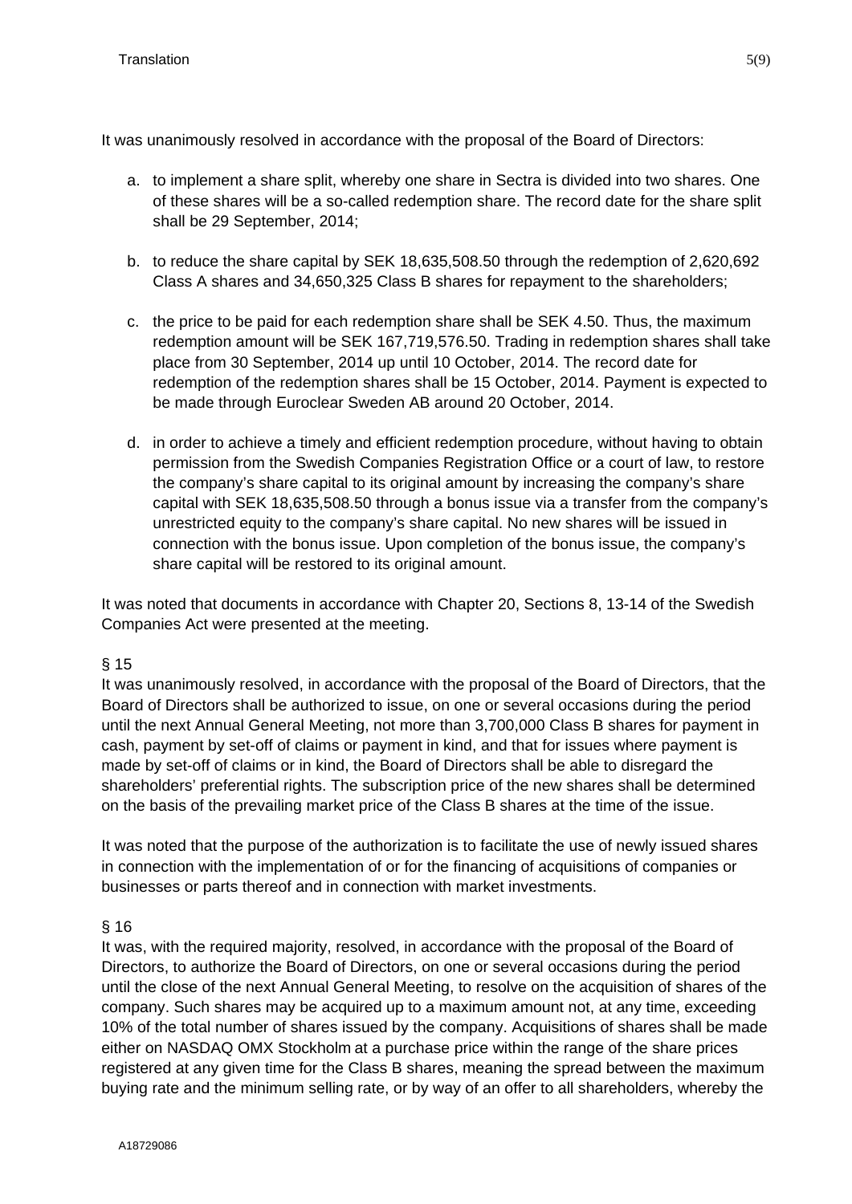It was unanimously resolved in accordance with the proposal of the Board of Directors:

a. to implement a share split, whereby one share in Sectra is divided into two shares. One of these shares will be a so-called redemption share. The record date for the share split shall be 29 September, 2014;

b. to reduce the share capital by SEK 18,635,508.50 through the redemption of 2,620,692 Class A shares and 34,650,325 Class B shares for repayment to the shareholders;

c. the price to be paid for each redemption share shall be SEK 4.50. Thus, the maximum redemption amount will be SEK 167,719,576.50. Trading in redemption shares shall take place from 30 September, 2014 up until 10 October, 2014. The record date for redemption of the redemption shares shall be 15 October, 2014. Payment is expected to be made through Euroclear Sweden AB around 20 October, 2014.

d. in order to achieve a timely and efficient redemption procedure, without having to obtain permission from the Swedish Companies Registration Office or a court of law, to restore the company's share capital to its original amount by increasing the company's share capital with SEK 18,635,508.50 through a bonus issue via a transfer from the company's unrestricted equity to the company's share capital. No new shares will be issued in connection with the bonus issue. Upon completion of the bonus issue, the company's share capital will be restored to its original amount.

It was noted that documents in accordance with Chapter 20, Sections 8, 13-14 of the Swedish Companies Act were presented at the meeting.

§ 15

It was unanimously resolved, in accordance with the proposal of the Board of Directors, that the Board of Directors shall be authorized to issue, on one or several occasions during the period until the next Annual General Meeting, not more than 3,700,000 Class B shares for payment in cash, payment by set-off of claims or payment in kind, and that for issues where payment is made by set-off of claims or in kind, the Board of Directors shall be able to disregard the shareholders' preferential rights. The subscription price of the new shares shall be determined on the basis of the prevailing market price of the Class B shares at the time of the issue.

It was noted that the purpose of the authorization is to facilitate the use of newly issued shares in connection with the implementation of or for the financing of acquisitions of companies or businesses or parts thereof and in connection with market investments.

§ 16

It was, with the required majority, resolved, in accordance with the proposal of the Board of Directors, to authorize the Board of Directors, on one or several occasions during the period until the close of the next Annual General Meeting, to resolve on the acquisition of shares of the company. Such shares may be acquired up to a maximum amount not, at any time, exceeding 10% of the total number of shares issued by the company. Acquisitions of shares shall be made either on NASDAQ OMX Stockholm at a purchase price within the range of the share prices registered at any given time for the Class B shares, meaning the spread between the maximum buying rate and the minimum selling rate, or by way of an offer to all shareholders, whereby the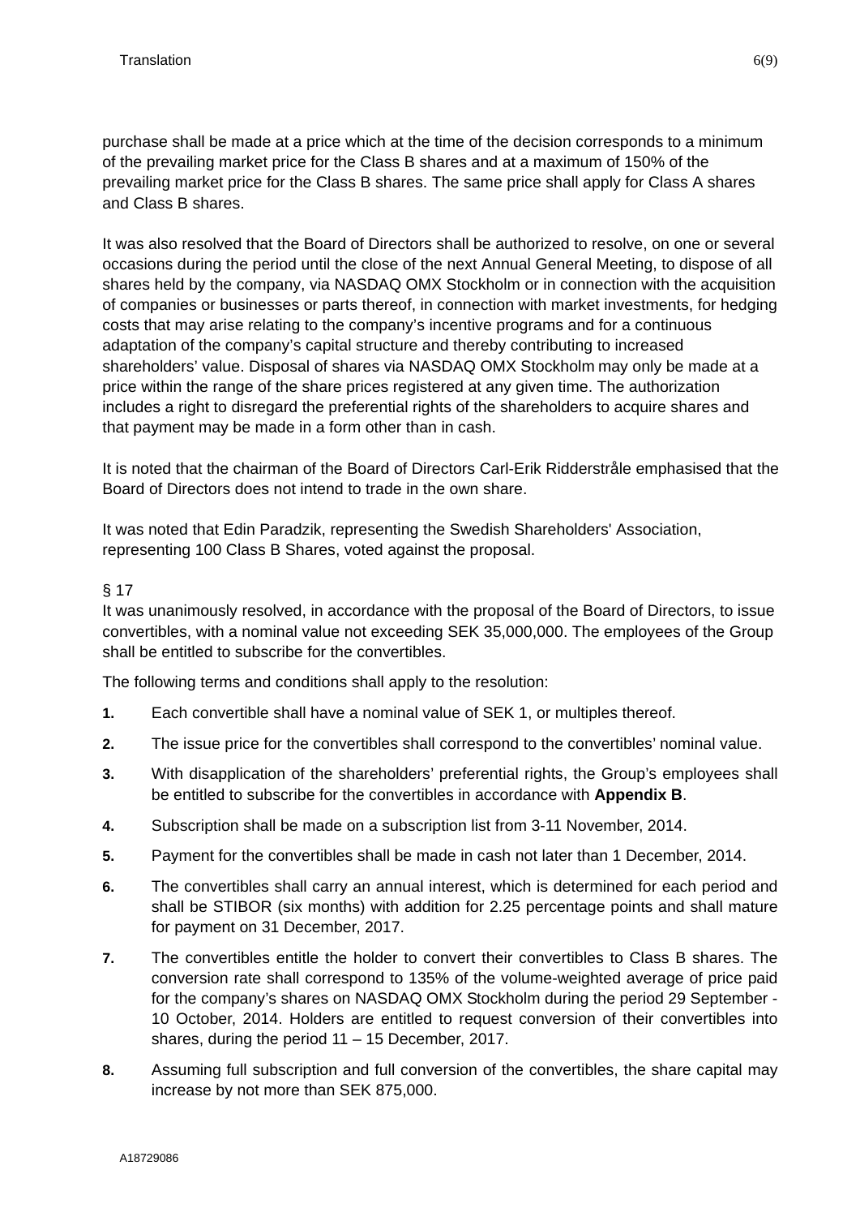purchase shall be made at a price which at the time of the decision corresponds to a minimum of the prevailing market price for the Class B shares and at a maximum of 150% of the prevailing market price for the Class B shares. The same price shall apply for Class A shares and Class B shares.

It was also resolved that the Board of Directors shall be authorized to resolve, on one or several occasions during the period until the close of the next Annual General Meeting, to dispose of all shares held by the company, via NASDAQ OMX Stockholm or in connection with the acquisition of companies or businesses or parts thereof, in connection with market investments, for hedging costs that may arise relating to the company's incentive programs and for a continuous adaptation of the company's capital structure and thereby contributing to increased shareholders' value. Disposal of shares via NASDAQ OMX Stockholm may only be made at a price within the range of the share prices registered at any given time. The authorization includes a right to disregard the preferential rights of the shareholders to acquire shares and that payment may be made in a form other than in cash.

It is noted that the chairman of the Board of Directors Carl-Erik Ridderstråle emphasised that the Board of Directors does not intend to trade in the own share.

It was noted that Edin Paradzik, representing the Swedish Shareholders' Association, representing 100 Class B Shares, voted against the proposal.

§ 17

It was unanimously resolved, in accordance with the proposal of the Board of Directors, to issue convertibles, with a nominal value not exceeding SEK 35,000,000. The employees of the Group shall be entitled to subscribe for the convertibles.

The following terms and conditions shall apply to the resolution:

1. Each convertible shall have a nominal value of SEK 1, or multiples thereof.
2. The issue price for the convertibles shall correspond to the convertibles' nominal value.
3. With disapplication of the shareholders' preferential rights, the Group's employees shall be entitled to subscribe for the convertibles in accordance with **Appendix B**.
4. Subscription shall be made on a subscription list from 3-11 November, 2014.
5. Payment for the convertibles shall be made in cash not later than 1 December, 2014.
6. The convertibles shall carry an annual interest, which is determined for each period and shall be STIBOR (six months) with addition for 2.25 percentage points and shall mature for payment on 31 December, 2017.
7. The convertibles entitle the holder to convert their convertibles to Class B shares. The conversion rate shall correspond to 135% of the volume-weighted average of price paid for the company's shares on NASDAQ OMX Stockholm during the period 29 September - 10 October, 2014. Holders are entitled to request conversion of their convertibles into shares, during the period 11 – 15 December, 2017.
8. Assuming full subscription and full conversion of the convertibles, the share capital may increase by not more than SEK 875,000.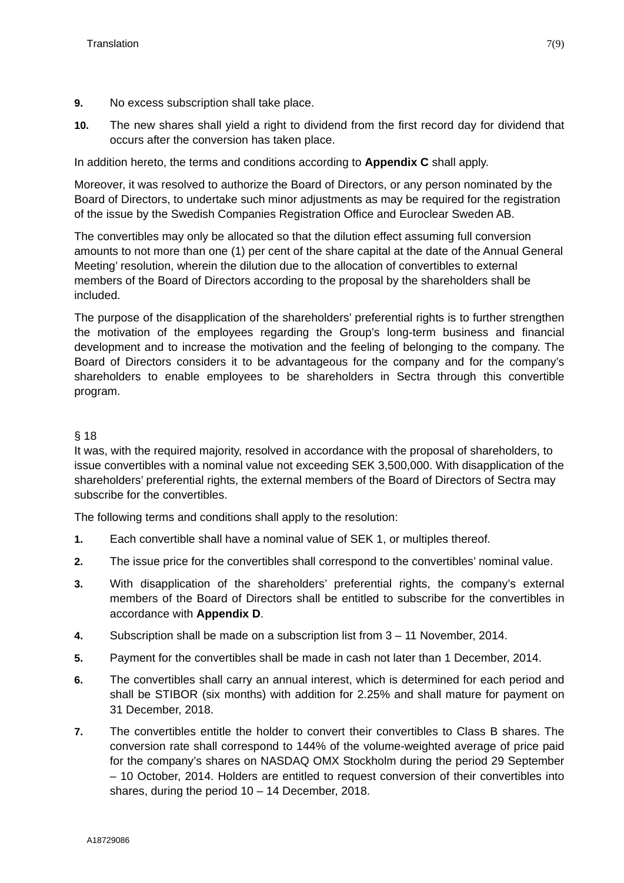9. No excess subscription shall take place.

10. The new shares shall yield a right to dividend from the first record day for dividend that occurs after the conversion has taken place.

In addition hereto, the terms and conditions according to **Appendix C** shall apply.

Moreover, it was resolved to authorize the Board of Directors, or any person nominated by the Board of Directors, to undertake such minor adjustments as may be required for the registration of the issue by the Swedish Companies Registration Office and Euroclear Sweden AB.

The convertibles may only be allocated so that the dilution effect assuming full conversion amounts to not more than one (1) per cent of the share capital at the date of the Annual General Meeting' resolution, wherein the dilution due to the allocation of convertibles to external members of the Board of Directors according to the proposal by the shareholders shall be included.

The purpose of the disapplication of the shareholders' preferential rights is to further strengthen the motivation of the employees regarding the Group's long-term business and financial development and to increase the motivation and the feeling of belonging to the company. The Board of Directors considers it to be advantageous for the company and for the company's shareholders to enable employees to be shareholders in Sectra through this convertible program.

§ 18

It was, with the required majority, resolved in accordance with the proposal of shareholders, to issue convertibles with a nominal value not exceeding SEK 3,500,000. With disapplication of the shareholders' preferential rights, the external members of the Board of Directors of Sectra may subscribe for the convertibles.

The following terms and conditions shall apply to the resolution:

1. Each convertible shall have a nominal value of SEK 1, or multiples thereof.

2. The issue price for the convertibles shall correspond to the convertibles' nominal value.

3. With disapplication of the shareholders' preferential rights, the company's external members of the Board of Directors shall be entitled to subscribe for the convertibles in accordance with **Appendix D**.

4. Subscription shall be made on a subscription list from 3 – 11 November, 2014.

5. Payment for the convertibles shall be made in cash not later than 1 December, 2014.

6. The convertibles shall carry an annual interest, which is determined for each period and shall be STIBOR (six months) with addition for 2.25% and shall mature for payment on 31 December, 2018.

7. The convertibles entitle the holder to convert their convertibles to Class B shares. The conversion rate shall correspond to 144% of the volume-weighted average of price paid for the company's shares on NASDAQ OMX Stockholm during the period 29 September – 10 October, 2014. Holders are entitled to request conversion of their convertibles into shares, during the period 10 – 14 December, 2018.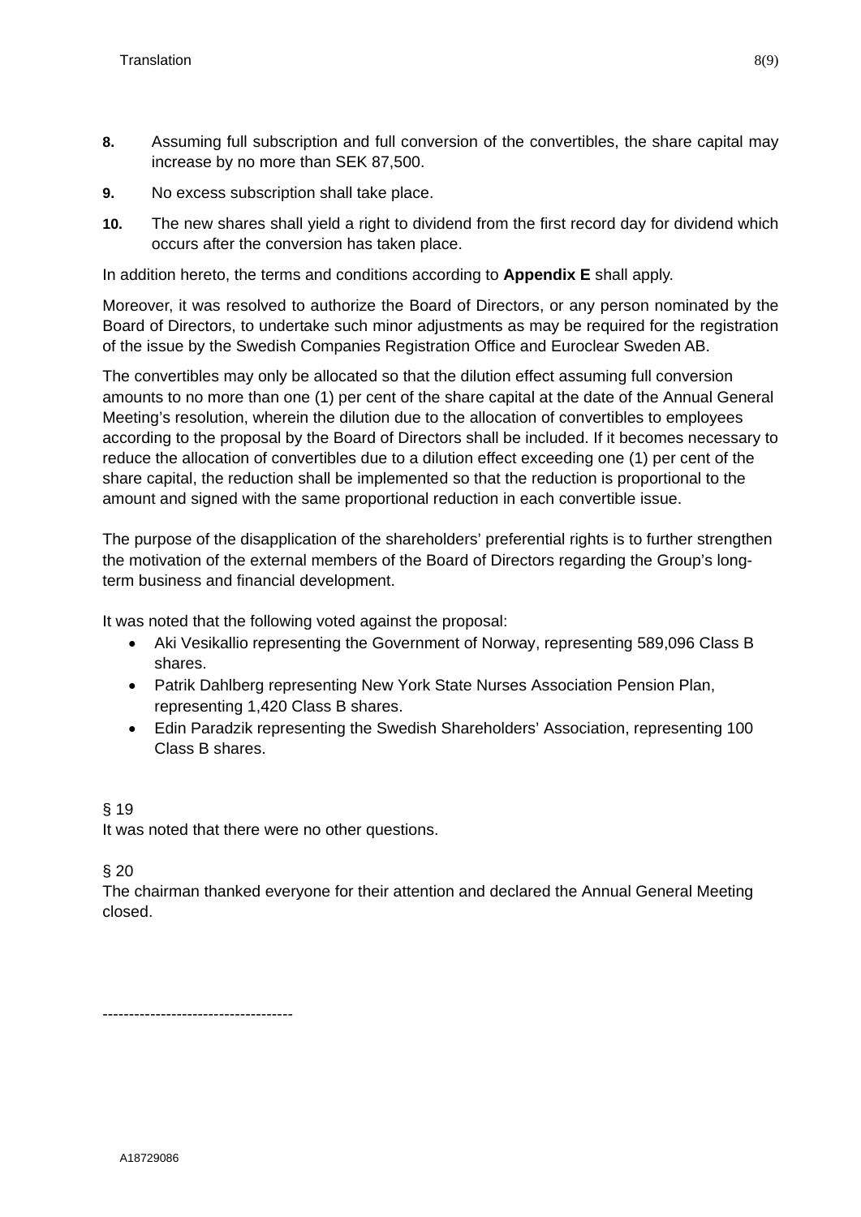**8.** Assuming full subscription and full conversion of the convertibles, the share capital may increase by no more than SEK 87,500.

**9.** No excess subscription shall take place.

**10.** The new shares shall yield a right to dividend from the first record day for dividend which occurs after the conversion has taken place.

In addition hereto, the terms and conditions according to **Appendix E** shall apply.

Moreover, it was resolved to authorize the Board of Directors, or any person nominated by the Board of Directors, to undertake such minor adjustments as may be required for the registration of the issue by the Swedish Companies Registration Office and Euroclear Sweden AB.

The convertibles may only be allocated so that the dilution effect assuming full conversion amounts to no more than one (1) per cent of the share capital at the date of the Annual General Meeting's resolution, wherein the dilution due to the allocation of convertibles to employees according to the proposal by the Board of Directors shall be included. If it becomes necessary to reduce the allocation of convertibles due to a dilution effect exceeding one (1) per cent of the share capital, the reduction shall be implemented so that the reduction is proportional to the amount and signed with the same proportional reduction in each convertible issue.

The purpose of the disapplication of the shareholders' preferential rights is to further strengthen the motivation of the external members of the Board of Directors regarding the Group's long-term business and financial development.

It was noted that the following voted against the proposal:

- Aki Vesikallio representing the Government of Norway, representing 589,096 Class B shares.
- Patrik Dahlberg representing New York State Nurses Association Pension Plan, representing 1,420 Class B shares.
- Edin Paradzik representing the Swedish Shareholders' Association, representing 100 Class B shares.

§ 19
It was noted that there were no other questions.

§ 20
The chairman thanked everyone for their attention and declared the Annual General Meeting closed.

------------------------------------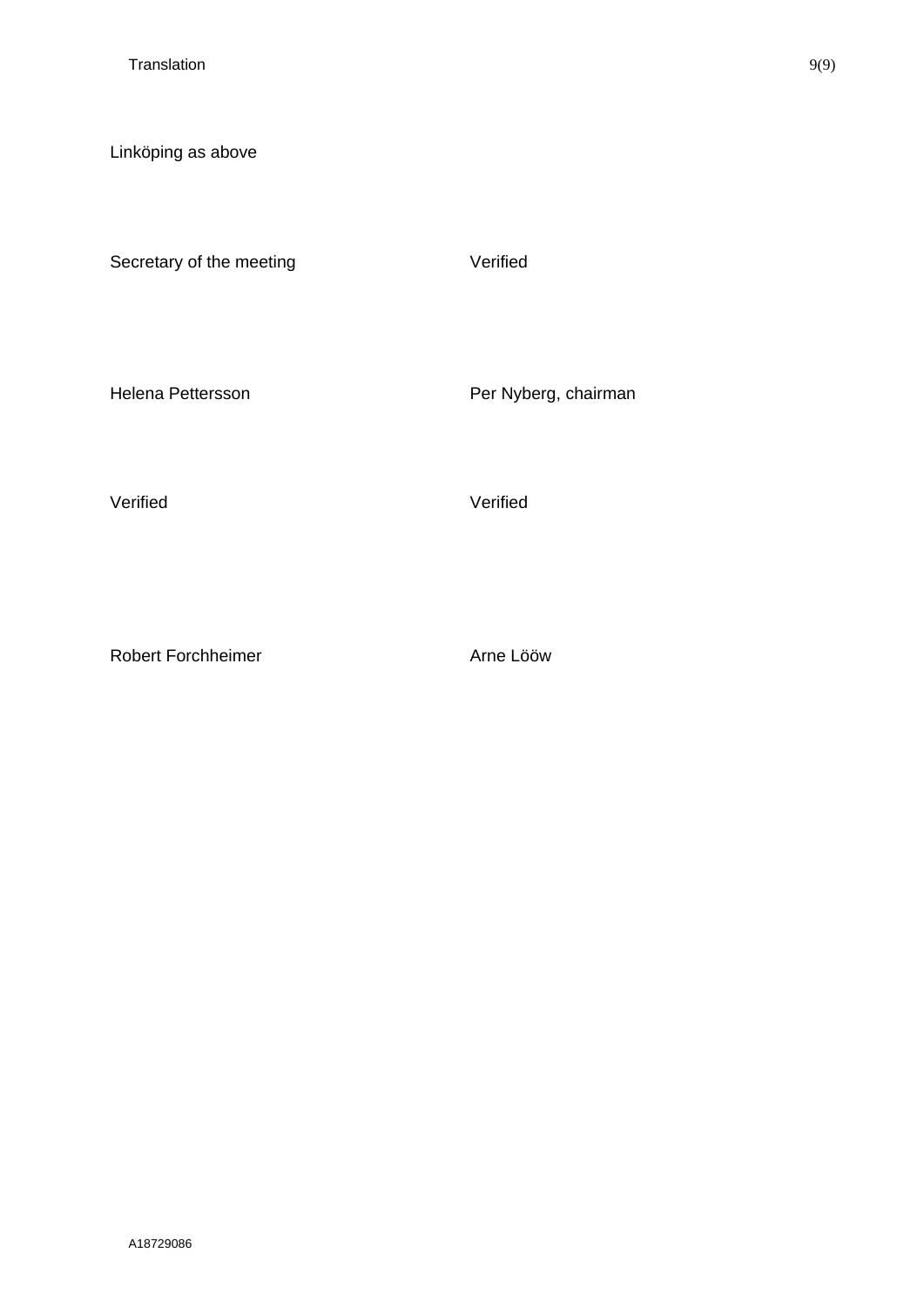Linköping as above

| Secretary of the meeting | Verified |
| --- | --- |
| Helena Pettersson | Per Nyberg, chairman |
| Verified | Verified |
| Robert Forchheimer | Arne Lööw |

A18729086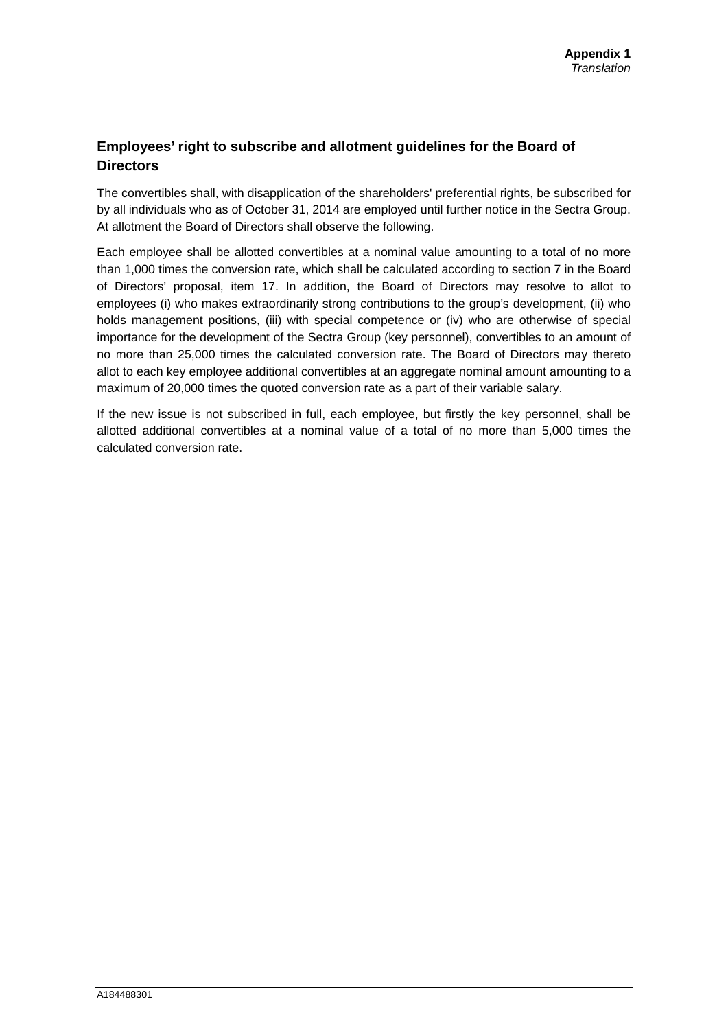**Appendix 1**
*Translation*

## Employees' right to subscribe and allotment guidelines for the Board of Directors

The convertibles shall, with disapplication of the shareholders' preferential rights, be subscribed for by all individuals who as of October 31, 2014 are employed until further notice in the Sectra Group. At allotment the Board of Directors shall observe the following.

Each employee shall be allotted convertibles at a nominal value amounting to a total of no more than 1,000 times the conversion rate, which shall be calculated according to section 7 in the Board of Directors' proposal, item 17. In addition, the Board of Directors may resolve to allot to employees (i) who makes extraordinarily strong contributions to the group's development, (ii) who holds management positions, (iii) with special competence or (iv) who are otherwise of special importance for the development of the Sectra Group (key personnel), convertibles to an amount of no more than 25,000 times the calculated conversion rate. The Board of Directors may thereto allot to each key employee additional convertibles at an aggregate nominal amount amounting to a maximum of 20,000 times the quoted conversion rate as a part of their variable salary.

If the new issue is not subscribed in full, each employee, but firstly the key personnel, shall be allotted additional convertibles at a nominal value of a total of no more than 5,000 times the calculated conversion rate.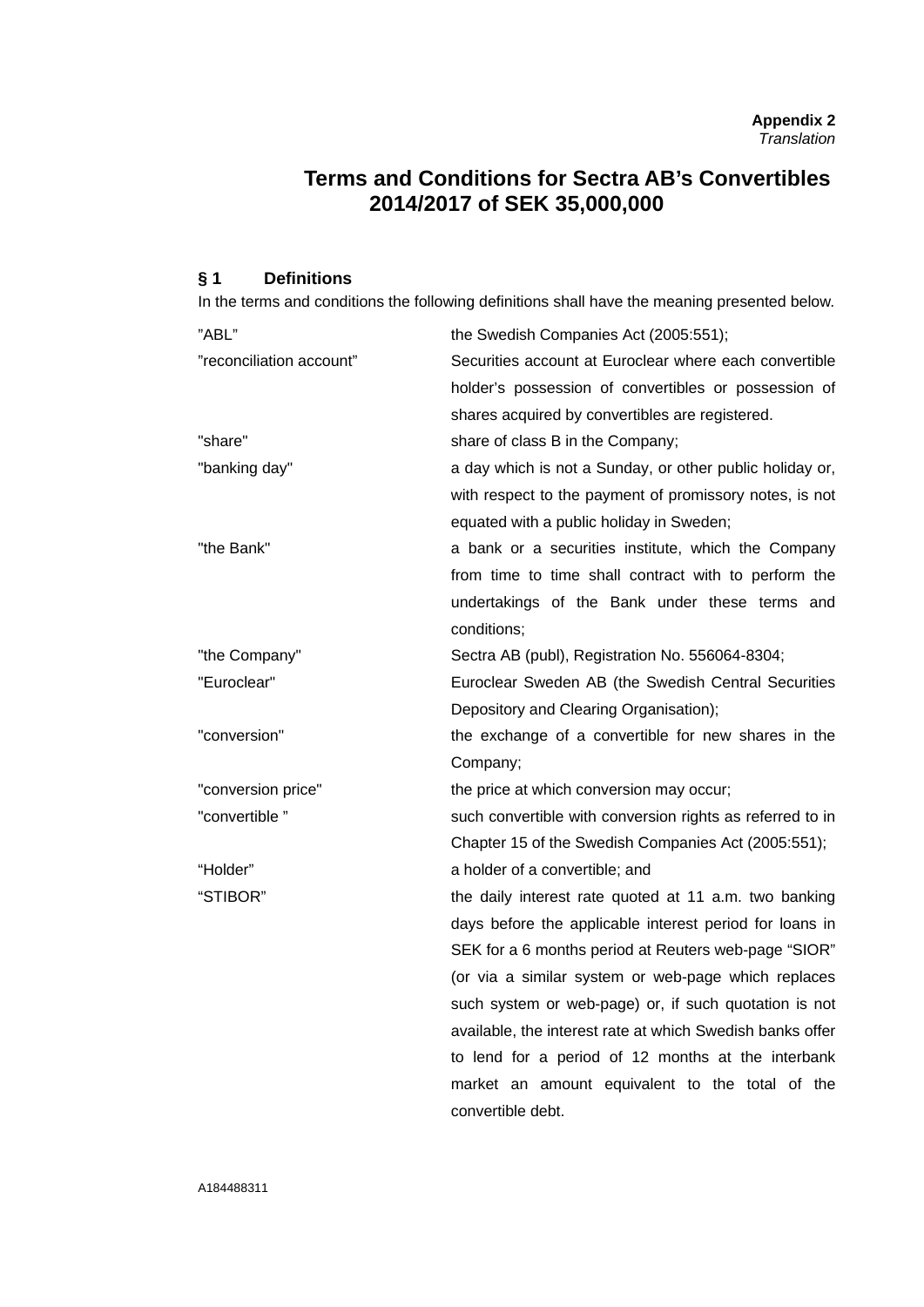**Appendix 2**
*Translation*

# Terms and Conditions for Sectra AB's Convertibles 2014/2017 of SEK 35,000,000

## § 1 Definitions

In the terms and conditions the following definitions shall have the meaning presented below.

| | |
|---|---|
| "ABL" | the Swedish Companies Act (2005:551); |
| "reconciliation account" | Securities account at Euroclear where each convertible holder's possession of convertibles or possession of shares acquired by convertibles are registered. |
| "share" | share of class B in the Company; |
| "banking day" | a day which is not a Sunday, or other public holiday or, with respect to the payment of promissory notes, is not equated with a public holiday in Sweden; |
| "the Bank" | a bank or a securities institute, which the Company from time to time shall contract with to perform the undertakings of the Bank under these terms and conditions; |
| "the Company" | Sectra AB (publ), Registration No. 556064-8304; |
| "Euroclear" | Euroclear Sweden AB (the Swedish Central Securities Depository and Clearing Organisation); |
| "conversion" | the exchange of a convertible for new shares in the Company; |
| "conversion price" | the price at which conversion may occur; |
| "convertible " | such convertible with conversion rights as referred to in Chapter 15 of the Swedish Companies Act (2005:551); |
| "Holder" | a holder of a convertible; and |
| "STIBOR" | the daily interest rate quoted at 11 a.m. two banking days before the applicable interest period for loans in SEK for a 6 months period at Reuters web-page "SIOR" (or via a similar system or web-page which replaces such system or web-page) or, if such quotation is not available, the interest rate at which Swedish banks offer to lend for a period of 12 months at the interbank market an amount equivalent to the total of the convertible debt. |

A184488311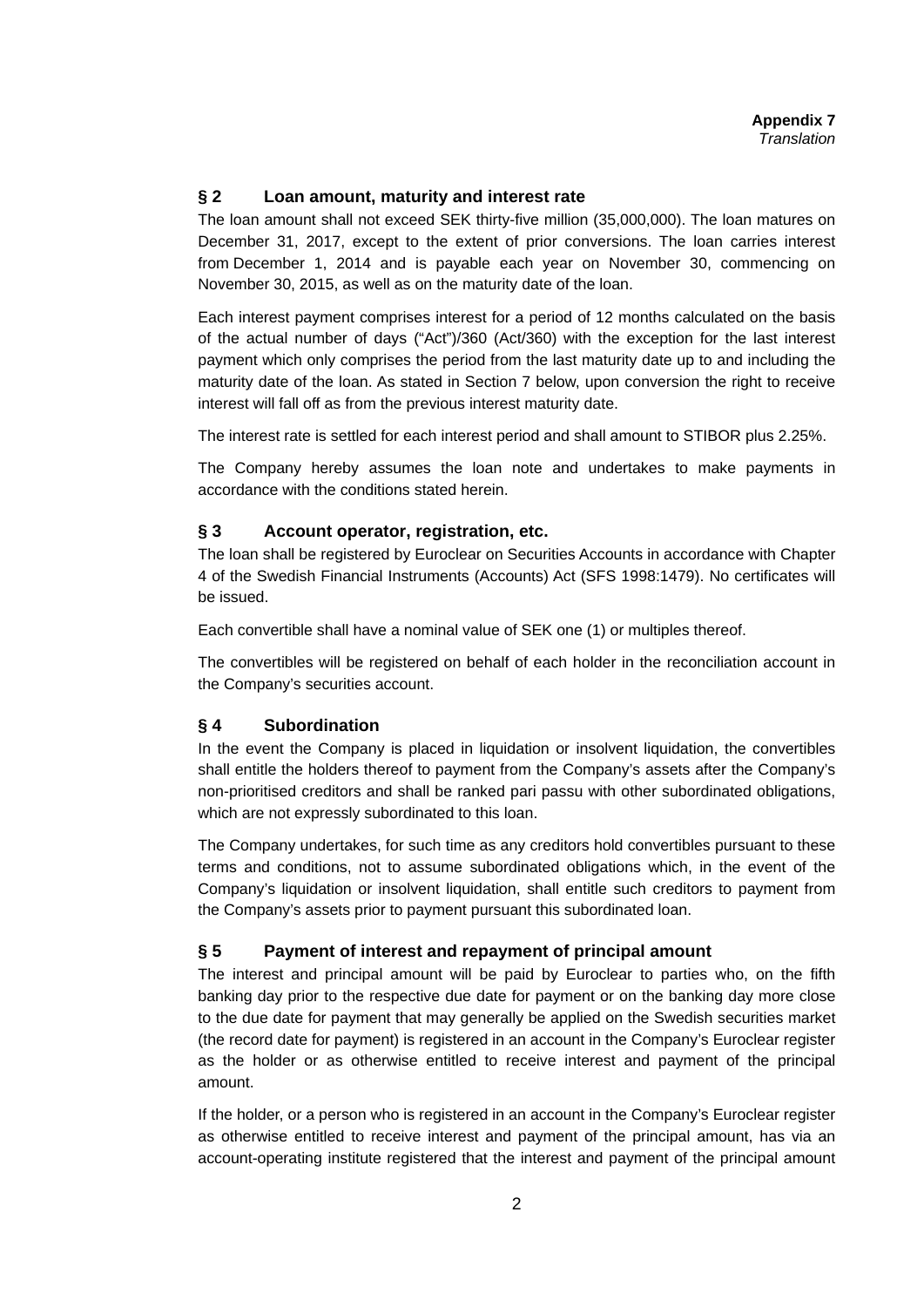**Appendix 7**
*Translation*

## § 2 Loan amount, maturity and interest rate

The loan amount shall not exceed SEK thirty-five million (35,000,000). The loan matures on December 31, 2017, except to the extent of prior conversions. The loan carries interest from December 1, 2014 and is payable each year on November 30, commencing on November 30, 2015, as well as on the maturity date of the loan.

Each interest payment comprises interest for a period of 12 months calculated on the basis of the actual number of days ("Act")/360 (Act/360) with the exception for the last interest payment which only comprises the period from the last maturity date up to and including the maturity date of the loan. As stated in Section 7 below, upon conversion the right to receive interest will fall off as from the previous interest maturity date.

The interest rate is settled for each interest period and shall amount to STIBOR plus 2.25%.

The Company hereby assumes the loan note and undertakes to make payments in accordance with the conditions stated herein.

## § 3 Account operator, registration, etc.

The loan shall be registered by Euroclear on Securities Accounts in accordance with Chapter 4 of the Swedish Financial Instruments (Accounts) Act (SFS 1998:1479). No certificates will be issued.

Each convertible shall have a nominal value of SEK one (1) or multiples thereof.

The convertibles will be registered on behalf of each holder in the reconciliation account in the Company's securities account.

## § 4 Subordination

In the event the Company is placed in liquidation or insolvent liquidation, the convertibles shall entitle the holders thereof to payment from the Company's assets after the Company's non-prioritised creditors and shall be ranked pari passu with other subordinated obligations, which are not expressly subordinated to this loan.

The Company undertakes, for such time as any creditors hold convertibles pursuant to these terms and conditions, not to assume subordinated obligations which, in the event of the Company's liquidation or insolvent liquidation, shall entitle such creditors to payment from the Company's assets prior to payment pursuant this subordinated loan.

## § 5 Payment of interest and repayment of principal amount

The interest and principal amount will be paid by Euroclear to parties who, on the fifth banking day prior to the respective due date for payment or on the banking day more close to the due date for payment that may generally be applied on the Swedish securities market (the record date for payment) is registered in an account in the Company's Euroclear register as the holder or as otherwise entitled to receive interest and payment of the principal amount.

If the holder, or a person who is registered in an account in the Company's Euroclear register as otherwise entitled to receive interest and payment of the principal amount, has via an account-operating institute registered that the interest and payment of the principal amount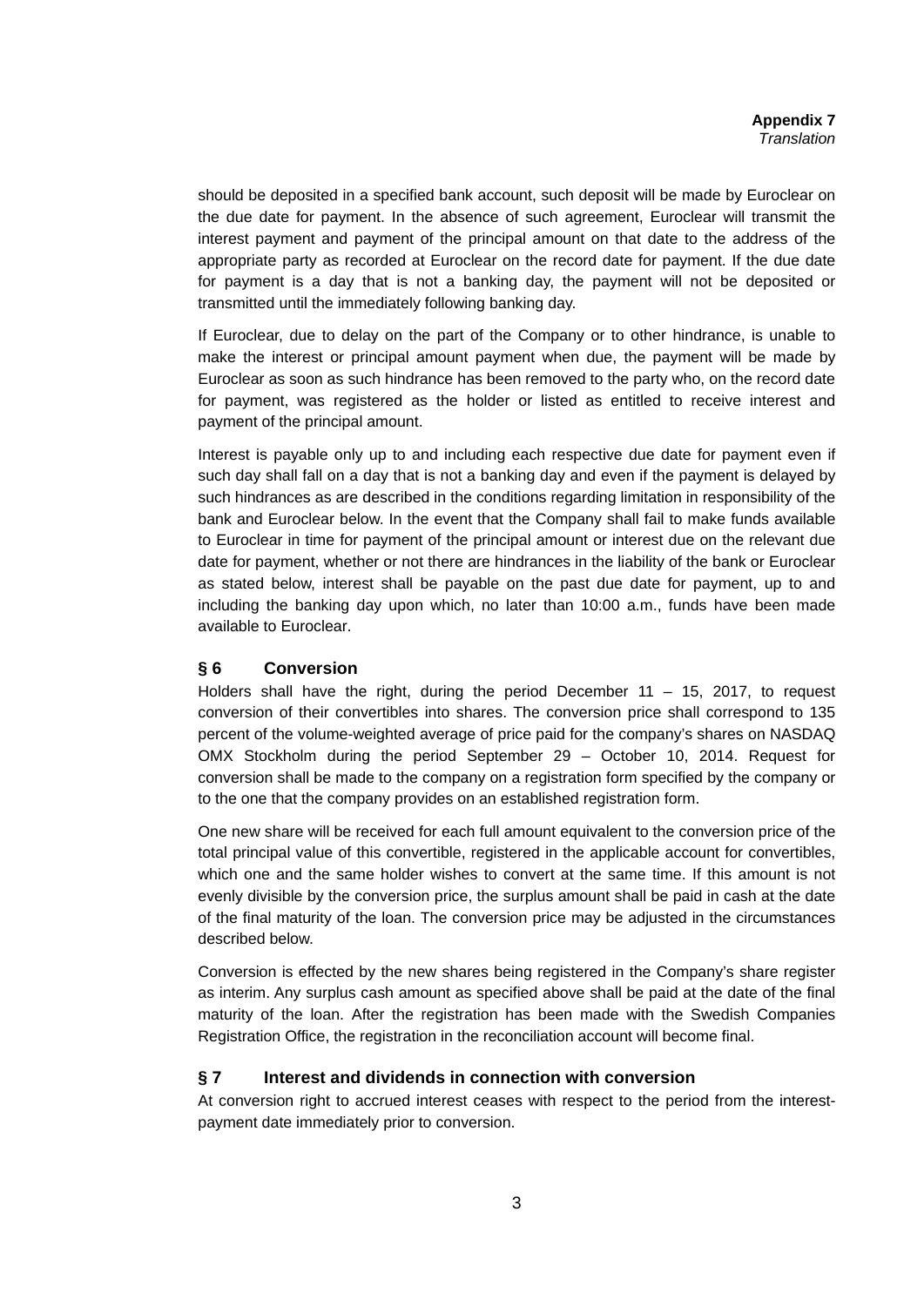should be deposited in a specified bank account, such deposit will be made by Euroclear on the due date for payment. In the absence of such agreement, Euroclear will transmit the interest payment and payment of the principal amount on that date to the address of the appropriate party as recorded at Euroclear on the record date for payment. If the due date for payment is a day that is not a banking day, the payment will not be deposited or transmitted until the immediately following banking day.

If Euroclear, due to delay on the part of the Company or to other hindrance, is unable to make the interest or principal amount payment when due, the payment will be made by Euroclear as soon as such hindrance has been removed to the party who, on the record date for payment, was registered as the holder or listed as entitled to receive interest and payment of the principal amount.

Interest is payable only up to and including each respective due date for payment even if such day shall fall on a day that is not a banking day and even if the payment is delayed by such hindrances as are described in the conditions regarding limitation in responsibility of the bank and Euroclear below. In the event that the Company shall fail to make funds available to Euroclear in time for payment of the principal amount or interest due on the relevant due date for payment, whether or not there are hindrances in the liability of the bank or Euroclear as stated below, interest shall be payable on the past due date for payment, up to and including the banking day upon which, no later than 10:00 a.m., funds have been made available to Euroclear.

## § 6 Conversion

Holders shall have the right, during the period December 11 – 15, 2017, to request conversion of their convertibles into shares. The conversion price shall correspond to 135 percent of the volume-weighted average of price paid for the company's shares on NASDAQ OMX Stockholm during the period September 29 – October 10, 2014. Request for conversion shall be made to the company on a registration form specified by the company or to the one that the company provides on an established registration form.

One new share will be received for each full amount equivalent to the conversion price of the total principal value of this convertible, registered in the applicable account for convertibles, which one and the same holder wishes to convert at the same time. If this amount is not evenly divisible by the conversion price, the surplus amount shall be paid in cash at the date of the final maturity of the loan. The conversion price may be adjusted in the circumstances described below.

Conversion is effected by the new shares being registered in the Company's share register as interim. Any surplus cash amount as specified above shall be paid at the date of the final maturity of the loan. After the registration has been made with the Swedish Companies Registration Office, the registration in the reconciliation account will become final.

## § 7 Interest and dividends in connection with conversion

At conversion right to accrued interest ceases with respect to the period from the interest-payment date immediately prior to conversion.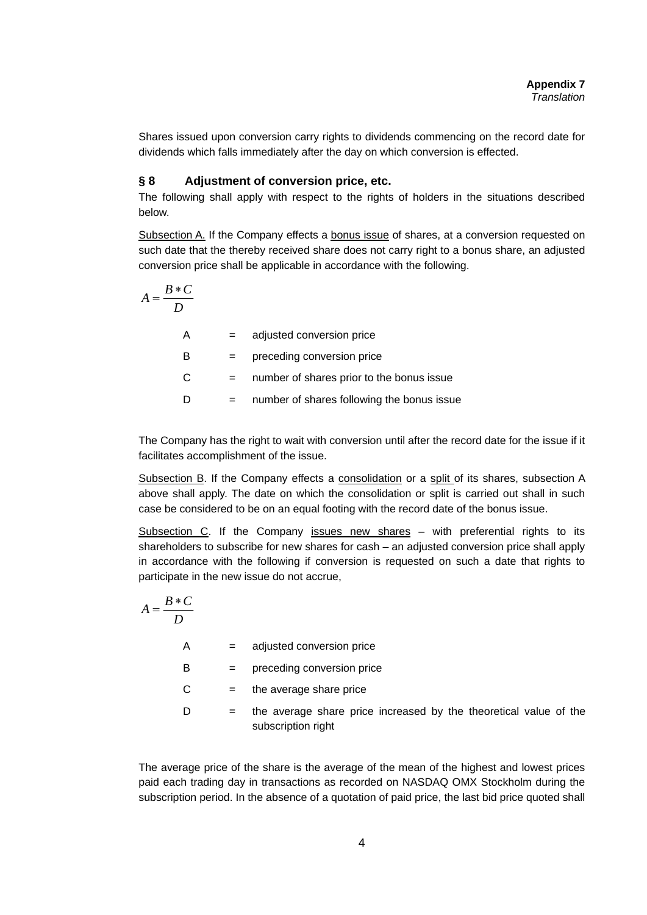**Appendix 7**
*Translation*

Shares issued upon conversion carry rights to dividends commencing on the record date for dividends which falls immediately after the day on which conversion is effected.

### § 8 Adjustment of conversion price, etc.

The following shall apply with respect to the rights of holders in the situations described below.

Subsection A. If the Company effects a bonus issue of shares, at a conversion requested on such date that the thereby received share does not carry right to a bonus share, an adjusted conversion price shall be applicable in accordance with the following.

$$A = \frac{B * C}{D}$$

| | | |
|---|---|---|
| A | = | adjusted conversion price |
| B | = | preceding conversion price |
| C | = | number of shares prior to the bonus issue |
| D | = | number of shares following the bonus issue |

The Company has the right to wait with conversion until after the record date for the issue if it facilitates accomplishment of the issue.

Subsection B. If the Company effects a consolidation or a split of its shares, subsection A above shall apply. The date on which the consolidation or split is carried out shall in such case be considered to be on an equal footing with the record date of the bonus issue.

Subsection C. If the Company issues new shares – with preferential rights to its shareholders to subscribe for new shares for cash – an adjusted conversion price shall apply in accordance with the following if conversion is requested on such a date that rights to participate in the new issue do not accrue,

$$A = \frac{B * C}{D}$$

| | | |
|---|---|---|
| A | = | adjusted conversion price |
| B | = | preceding conversion price |
| C | = | the average share price |
| D | = | the average share price increased by the theoretical value of the subscription right |

The average price of the share is the average of the mean of the highest and lowest prices paid each trading day in transactions as recorded on NASDAQ OMX Stockholm during the subscription period. In the absence of a quotation of paid price, the last bid price quoted shall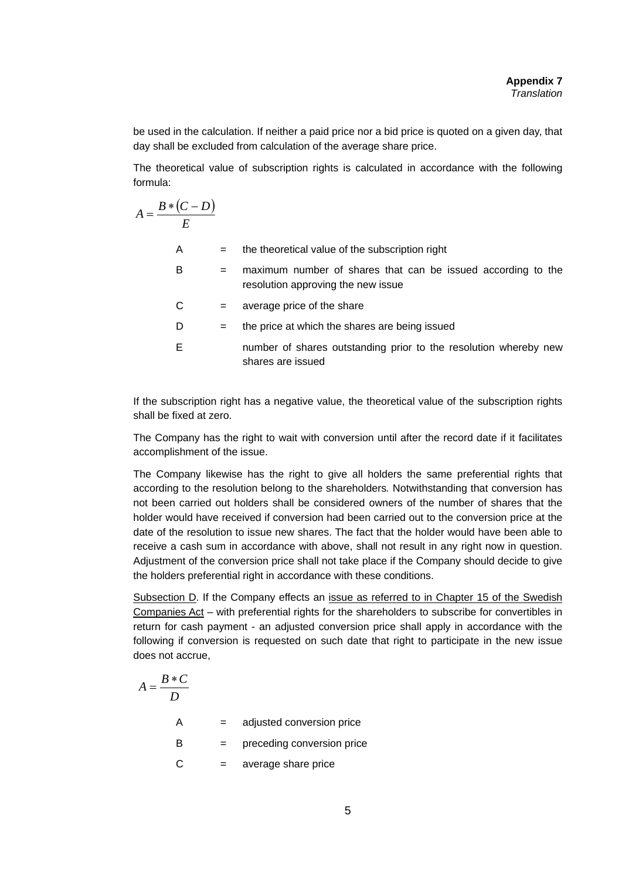be used in the calculation. If neither a paid price nor a bid price is quoted on a given day, that day shall be excluded from calculation of the average share price.

The theoretical value of subscription rights is calculated in accordance with the following formula:

$$A = \frac{B * (C - D)}{E}$$

| | | |
|---|---|---|
| A | = | the theoretical value of the subscription right |
| B | = | maximum number of shares that can be issued according to the resolution approving the new issue |
| C | = | average price of the share |
| D | = | the price at which the shares are being issued |
| E | | number of shares outstanding prior to the resolution whereby new shares are issued |

If the subscription right has a negative value, the theoretical value of the subscription rights shall be fixed at zero.

The Company has the right to wait with conversion until after the record date if it facilitates accomplishment of the issue.

The Company likewise has the right to give all holders the same preferential rights that according to the resolution belong to the shareholders. Notwithstanding that conversion has not been carried out holders shall be considered owners of the number of shares that the holder would have received if conversion had been carried out to the conversion price at the date of the resolution to issue new shares. The fact that the holder would have been able to receive a cash sum in accordance with above, shall not result in any right now in question. Adjustment of the conversion price shall not take place if the Company should decide to give the holders preferential right in accordance with these conditions.

<u>Subsection D</u>. If the Company effects an <u>issue as referred to in Chapter 15 of the Swedish Companies Act</u> – with preferential rights for the shareholders to subscribe for convertibles in return for cash payment - an adjusted conversion price shall apply in accordance with the following if conversion is requested on such date that right to participate in the new issue does not accrue,

$$A = \frac{B * C}{D}$$

| | | |
|---|---|---|
| A | = | adjusted conversion price |
| B | = | preceding conversion price |
| C | = | average share price |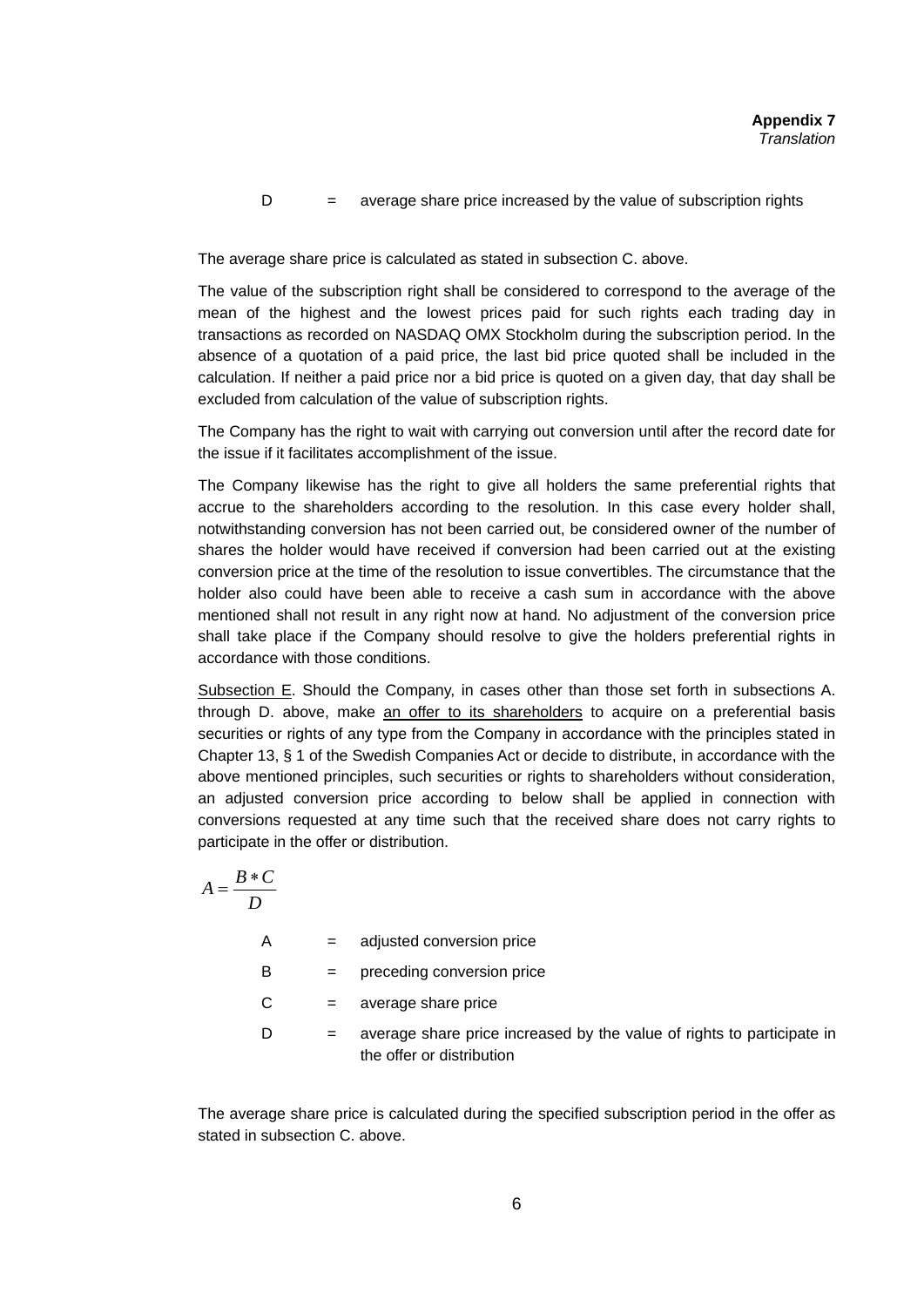| | | |
|---|---|---|
| D | = | average share price increased by the value of subscription rights |

The average share price is calculated as stated in subsection C. above.

The value of the subscription right shall be considered to correspond to the average of the mean of the highest and the lowest prices paid for such rights each trading day in transactions as recorded on NASDAQ OMX Stockholm during the subscription period. In the absence of a quotation of a paid price, the last bid price quoted shall be included in the calculation. If neither a paid price nor a bid price is quoted on a given day, that day shall be excluded from calculation of the value of subscription rights.

The Company has the right to wait with carrying out conversion until after the record date for the issue if it facilitates accomplishment of the issue.

The Company likewise has the right to give all holders the same preferential rights that accrue to the shareholders according to the resolution. In this case every holder shall, notwithstanding conversion has not been carried out, be considered owner of the number of shares the holder would have received if conversion had been carried out at the existing conversion price at the time of the resolution to issue convertibles. The circumstance that the holder also could have been able to receive a cash sum in accordance with the above mentioned shall not result in any right now at hand. No adjustment of the conversion price shall take place if the Company should resolve to give the holders preferential rights in accordance with those conditions.

<u>Subsection E</u>. Should the Company, in cases other than those set forth in subsections A. through D. above, make <u>an offer to its shareholders</u> to acquire on a preferential basis securities or rights of any type from the Company in accordance with the principles stated in Chapter 13, § 1 of the Swedish Companies Act or decide to distribute, in accordance with the above mentioned principles, such securities or rights to shareholders without consideration, an adjusted conversion price according to below shall be applied in connection with conversions requested at any time such that the received share does not carry rights to participate in the offer or distribution.

$$A = \frac{B * C}{D}$$

| | | |
|---|---|---|
| A | = | adjusted conversion price |
| B | = | preceding conversion price |
| C | = | average share price |
| D | = | average share price increased by the value of rights to participate in the offer or distribution |

The average share price is calculated during the specified subscription period in the offer as stated in subsection C. above.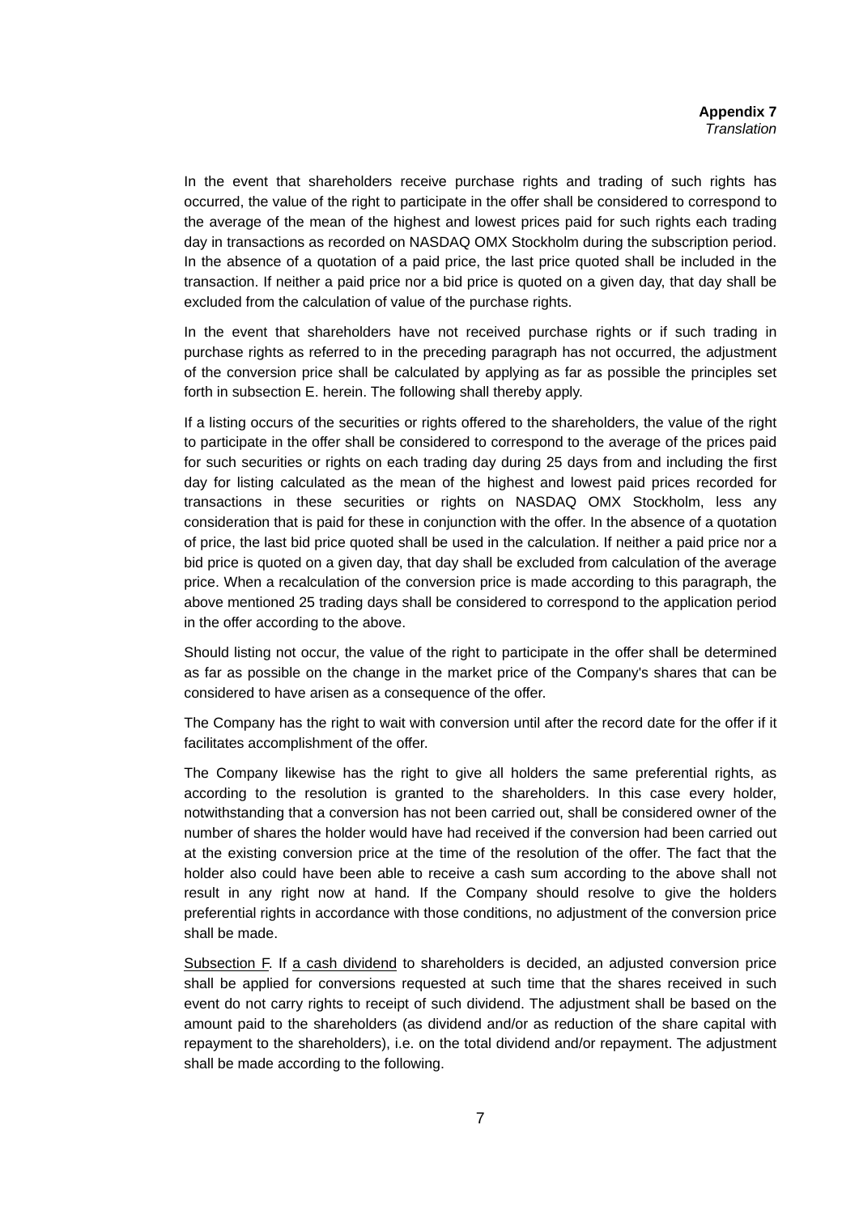**Appendix 7**
*Translation*

In the event that shareholders receive purchase rights and trading of such rights has occurred, the value of the right to participate in the offer shall be considered to correspond to the average of the mean of the highest and lowest prices paid for such rights each trading day in transactions as recorded on NASDAQ OMX Stockholm during the subscription period. In the absence of a quotation of a paid price, the last price quoted shall be included in the transaction. If neither a paid price nor a bid price is quoted on a given day, that day shall be excluded from the calculation of value of the purchase rights.

In the event that shareholders have not received purchase rights or if such trading in purchase rights as referred to in the preceding paragraph has not occurred, the adjustment of the conversion price shall be calculated by applying as far as possible the principles set forth in subsection E. herein. The following shall thereby apply.

If a listing occurs of the securities or rights offered to the shareholders, the value of the right to participate in the offer shall be considered to correspond to the average of the prices paid for such securities or rights on each trading day during 25 days from and including the first day for listing calculated as the mean of the highest and lowest paid prices recorded for transactions in these securities or rights on NASDAQ OMX Stockholm, less any consideration that is paid for these in conjunction with the offer. In the absence of a quotation of price, the last bid price quoted shall be used in the calculation. If neither a paid price nor a bid price is quoted on a given day, that day shall be excluded from calculation of the average price. When a recalculation of the conversion price is made according to this paragraph, the above mentioned 25 trading days shall be considered to correspond to the application period in the offer according to the above.

Should listing not occur, the value of the right to participate in the offer shall be determined as far as possible on the change in the market price of the Company's shares that can be considered to have arisen as a consequence of the offer.

The Company has the right to wait with conversion until after the record date for the offer if it facilitates accomplishment of the offer.

The Company likewise has the right to give all holders the same preferential rights, as according to the resolution is granted to the shareholders. In this case every holder, notwithstanding that a conversion has not been carried out, shall be considered owner of the number of shares the holder would have had received if the conversion had been carried out at the existing conversion price at the time of the resolution of the offer. The fact that the holder also could have been able to receive a cash sum according to the above shall not result in any right now at hand. If the Company should resolve to give the holders preferential rights in accordance with those conditions, no adjustment of the conversion price shall be made.

Subsection F. If a cash dividend to shareholders is decided, an adjusted conversion price shall be applied for conversions requested at such time that the shares received in such event do not carry rights to receipt of such dividend. The adjustment shall be based on the amount paid to the shareholders (as dividend and/or as reduction of the share capital with repayment to the shareholders), i.e. on the total dividend and/or repayment. The adjustment shall be made according to the following.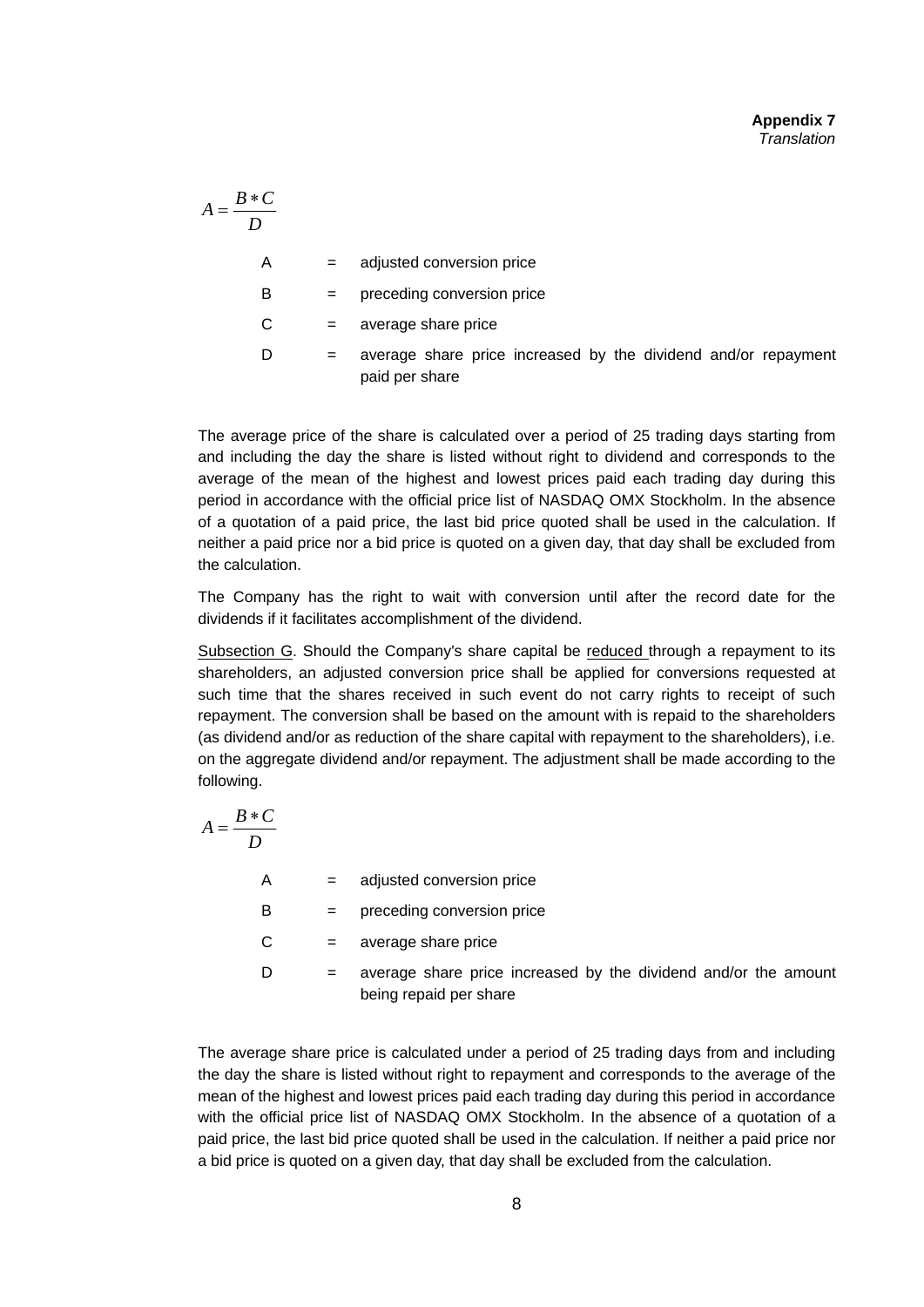$$A = \frac{B * C}{D}$$

| | | |
|---|---|---|
| A | = | adjusted conversion price |
| B | = | preceding conversion price |
| C | = | average share price |
| D | = | average share price increased by the dividend and/or repayment paid per share |

The average price of the share is calculated over a period of 25 trading days starting from and including the day the share is listed without right to dividend and corresponds to the average of the mean of the highest and lowest prices paid each trading day during this period in accordance with the official price list of NASDAQ OMX Stockholm. In the absence of a quotation of a paid price, the last bid price quoted shall be used in the calculation. If neither a paid price nor a bid price is quoted on a given day, that day shall be excluded from the calculation.

The Company has the right to wait with conversion until after the record date for the dividends if it facilitates accomplishment of the dividend.

<u>Subsection G</u>. Should the Company's share capital be <u>reduced</u> through a repayment to its shareholders, an adjusted conversion price shall be applied for conversions requested at such time that the shares received in such event do not carry rights to receipt of such repayment. The conversion shall be based on the amount with is repaid to the shareholders (as dividend and/or as reduction of the share capital with repayment to the shareholders), i.e. on the aggregate dividend and/or repayment. The adjustment shall be made according to the following.

$$A = \frac{B * C}{D}$$

| | | |
|---|---|---|
| A | = | adjusted conversion price |
| B | = | preceding conversion price |
| C | = | average share price |
| D | = | average share price increased by the dividend and/or the amount being repaid per share |

The average share price is calculated under a period of 25 trading days from and including the day the share is listed without right to repayment and corresponds to the average of the mean of the highest and lowest prices paid each trading day during this period in accordance with the official price list of NASDAQ OMX Stockholm. In the absence of a quotation of a paid price, the last bid price quoted shall be used in the calculation. If neither a paid price nor a bid price is quoted on a given day, that day shall be excluded from the calculation.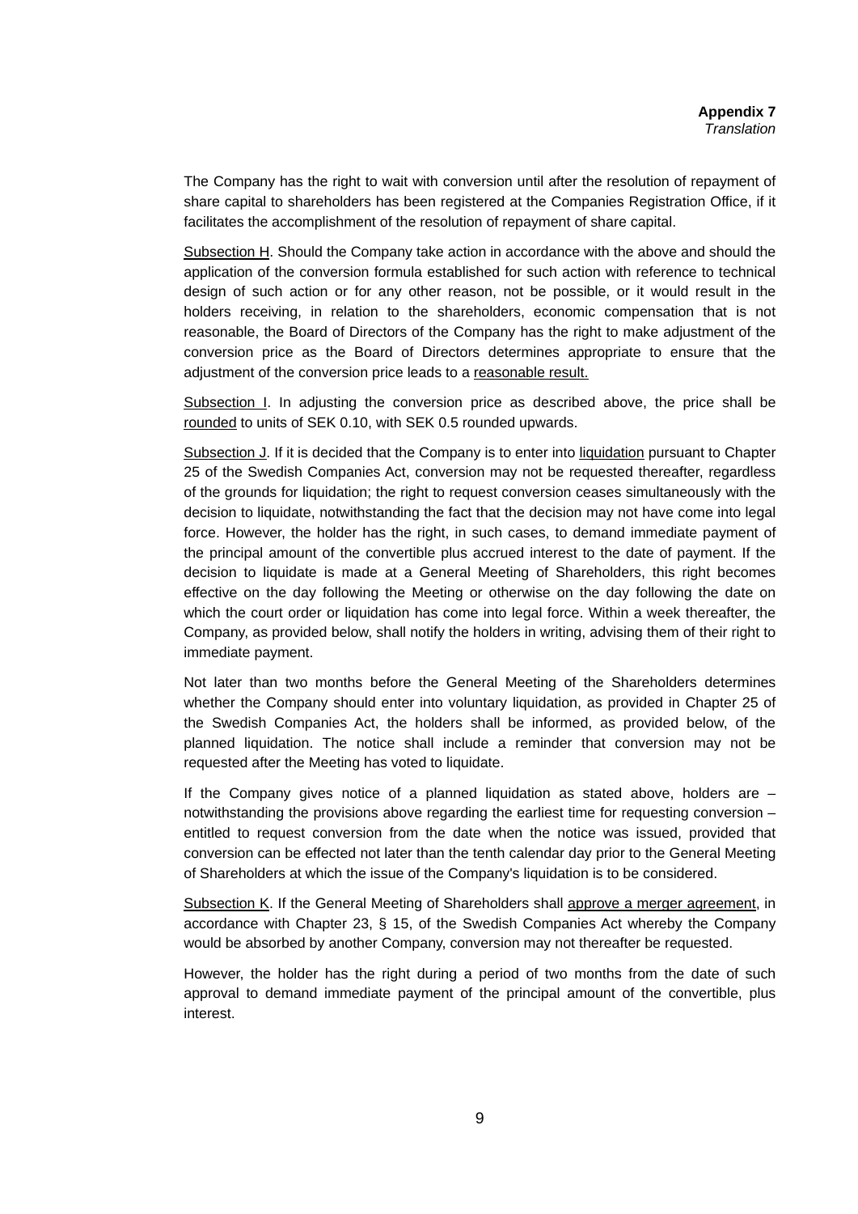**Appendix 7**
*Translation*

The Company has the right to wait with conversion until after the resolution of repayment of share capital to shareholders has been registered at the Companies Registration Office, if it facilitates the accomplishment of the resolution of repayment of share capital.

Subsection H. Should the Company take action in accordance with the above and should the application of the conversion formula established for such action with reference to technical design of such action or for any other reason, not be possible, or it would result in the holders receiving, in relation to the shareholders, economic compensation that is not reasonable, the Board of Directors of the Company has the right to make adjustment of the conversion price as the Board of Directors determines appropriate to ensure that the adjustment of the conversion price leads to a reasonable result.

Subsection I. In adjusting the conversion price as described above, the price shall be rounded to units of SEK 0.10, with SEK 0.5 rounded upwards.

Subsection J. If it is decided that the Company is to enter into liquidation pursuant to Chapter 25 of the Swedish Companies Act, conversion may not be requested thereafter, regardless of the grounds for liquidation; the right to request conversion ceases simultaneously with the decision to liquidate, notwithstanding the fact that the decision may not have come into legal force. However, the holder has the right, in such cases, to demand immediate payment of the principal amount of the convertible plus accrued interest to the date of payment. If the decision to liquidate is made at a General Meeting of Shareholders, this right becomes effective on the day following the Meeting or otherwise on the day following the date on which the court order or liquidation has come into legal force. Within a week thereafter, the Company, as provided below, shall notify the holders in writing, advising them of their right to immediate payment.

Not later than two months before the General Meeting of the Shareholders determines whether the Company should enter into voluntary liquidation, as provided in Chapter 25 of the Swedish Companies Act, the holders shall be informed, as provided below, of the planned liquidation. The notice shall include a reminder that conversion may not be requested after the Meeting has voted to liquidate.

If the Company gives notice of a planned liquidation as stated above, holders are – notwithstanding the provisions above regarding the earliest time for requesting conversion – entitled to request conversion from the date when the notice was issued, provided that conversion can be effected not later than the tenth calendar day prior to the General Meeting of Shareholders at which the issue of the Company's liquidation is to be considered.

Subsection K. If the General Meeting of Shareholders shall approve a merger agreement, in accordance with Chapter 23, § 15, of the Swedish Companies Act whereby the Company would be absorbed by another Company, conversion may not thereafter be requested.

However, the holder has the right during a period of two months from the date of such approval to demand immediate payment of the principal amount of the convertible, plus interest.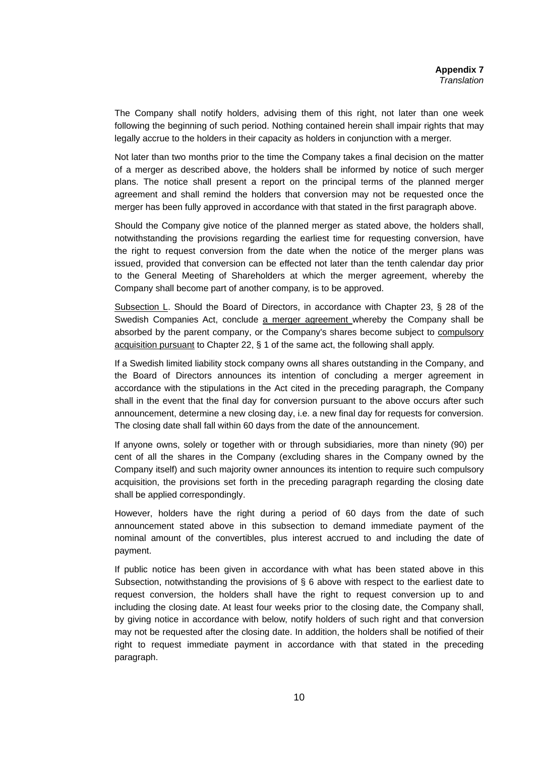The Company shall notify holders, advising them of this right, not later than one week following the beginning of such period. Nothing contained herein shall impair rights that may legally accrue to the holders in their capacity as holders in conjunction with a merger.

Not later than two months prior to the time the Company takes a final decision on the matter of a merger as described above, the holders shall be informed by notice of such merger plans. The notice shall present a report on the principal terms of the planned merger agreement and shall remind the holders that conversion may not be requested once the merger has been fully approved in accordance with that stated in the first paragraph above.

Should the Company give notice of the planned merger as stated above, the holders shall, notwithstanding the provisions regarding the earliest time for requesting conversion, have the right to request conversion from the date when the notice of the merger plans was issued, provided that conversion can be effected not later than the tenth calendar day prior to the General Meeting of Shareholders at which the merger agreement, whereby the Company shall become part of another company, is to be approved.

<u>Subsection L</u>. Should the Board of Directors, in accordance with Chapter 23, § 28 of the Swedish Companies Act, conclude <u>a merger agreement</u> whereby the Company shall be absorbed by the parent company, or the Company's shares become subject to <u>compulsory acquisition pursuant</u> to Chapter 22, § 1 of the same act, the following shall apply.

If a Swedish limited liability stock company owns all shares outstanding in the Company, and the Board of Directors announces its intention of concluding a merger agreement in accordance with the stipulations in the Act cited in the preceding paragraph, the Company shall in the event that the final day for conversion pursuant to the above occurs after such announcement, determine a new closing day, i.e. a new final day for requests for conversion. The closing date shall fall within 60 days from the date of the announcement.

If anyone owns, solely or together with or through subsidiaries, more than ninety (90) per cent of all the shares in the Company (excluding shares in the Company owned by the Company itself) and such majority owner announces its intention to require such compulsory acquisition, the provisions set forth in the preceding paragraph regarding the closing date shall be applied correspondingly.

However, holders have the right during a period of 60 days from the date of such announcement stated above in this subsection to demand immediate payment of the nominal amount of the convertibles, plus interest accrued to and including the date of payment.

If public notice has been given in accordance with what has been stated above in this Subsection, notwithstanding the provisions of § 6 above with respect to the earliest date to request conversion, the holders shall have the right to request conversion up to and including the closing date. At least four weeks prior to the closing date, the Company shall, by giving notice in accordance with below, notify holders of such right and that conversion may not be requested after the closing date. In addition, the holders shall be notified of their right to request immediate payment in accordance with that stated in the preceding paragraph.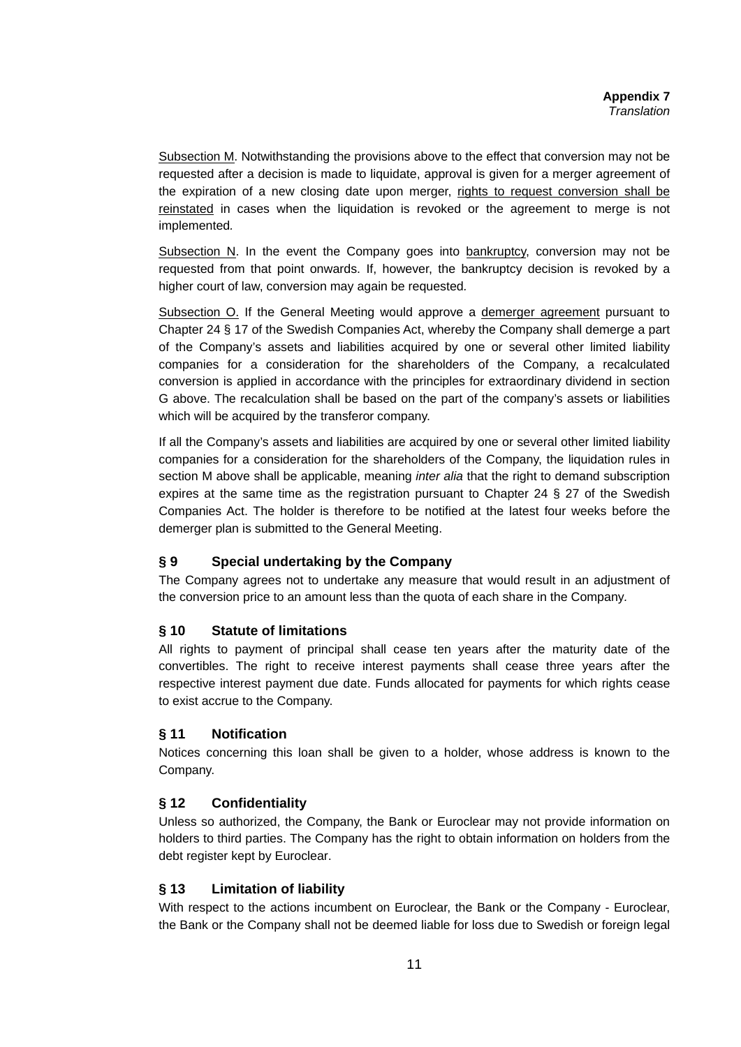Subsection M. Notwithstanding the provisions above to the effect that conversion may not be requested after a decision is made to liquidate, approval is given for a merger agreement of the expiration of a new closing date upon merger, rights to request conversion shall be reinstated in cases when the liquidation is revoked or the agreement to merge is not implemented.

Subsection N. In the event the Company goes into bankruptcy, conversion may not be requested from that point onwards. If, however, the bankruptcy decision is revoked by a higher court of law, conversion may again be requested.

Subsection O. If the General Meeting would approve a demerger agreement pursuant to Chapter 24 § 17 of the Swedish Companies Act, whereby the Company shall demerge a part of the Company's assets and liabilities acquired by one or several other limited liability companies for a consideration for the shareholders of the Company, a recalculated conversion is applied in accordance with the principles for extraordinary dividend in section G above. The recalculation shall be based on the part of the company's assets or liabilities which will be acquired by the transferor company.

If all the Company's assets and liabilities are acquired by one or several other limited liability companies for a consideration for the shareholders of the Company, the liquidation rules in section M above shall be applicable, meaning *inter alia* that the right to demand subscription expires at the same time as the registration pursuant to Chapter 24 § 27 of the Swedish Companies Act. The holder is therefore to be notified at the latest four weeks before the demerger plan is submitted to the General Meeting.

## § 9 Special undertaking by the Company

The Company agrees not to undertake any measure that would result in an adjustment of the conversion price to an amount less than the quota of each share in the Company.

## § 10 Statute of limitations

All rights to payment of principal shall cease ten years after the maturity date of the convertibles. The right to receive interest payments shall cease three years after the respective interest payment due date. Funds allocated for payments for which rights cease to exist accrue to the Company.

## § 11 Notification

Notices concerning this loan shall be given to a holder, whose address is known to the Company.

## § 12 Confidentiality

Unless so authorized, the Company, the Bank or Euroclear may not provide information on holders to third parties. The Company has the right to obtain information on holders from the debt register kept by Euroclear.

## § 13 Limitation of liability

With respect to the actions incumbent on Euroclear, the Bank or the Company - Euroclear, the Bank or the Company shall not be deemed liable for loss due to Swedish or foreign legal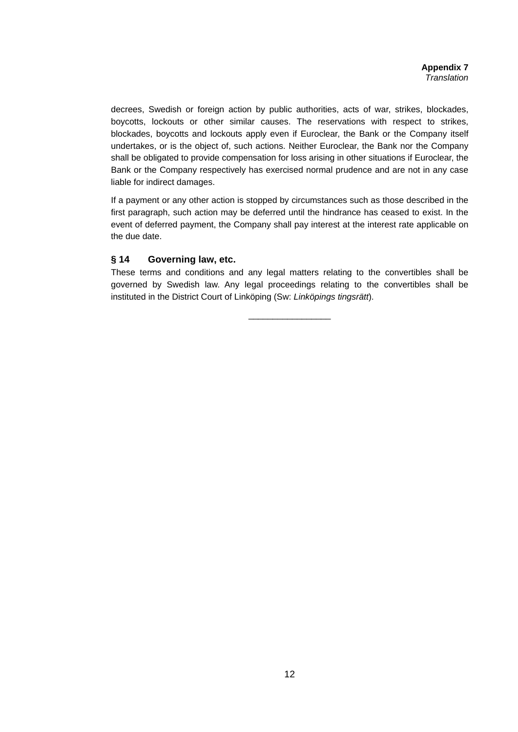decrees, Swedish or foreign action by public authorities, acts of war, strikes, blockades, boycotts, lockouts or other similar causes. The reservations with respect to strikes, blockades, boycotts and lockouts apply even if Euroclear, the Bank or the Company itself undertakes, or is the object of, such actions. Neither Euroclear, the Bank nor the Company shall be obligated to provide compensation for loss arising in other situations if Euroclear, the Bank or the Company respectively has exercised normal prudence and are not in any case liable for indirect damages.

If a payment or any other action is stopped by circumstances such as those described in the first paragraph, such action may be deferred until the hindrance has ceased to exist. In the event of deferred payment, the Company shall pay interest at the interest rate applicable on the due date.

### § 14 Governing law, etc.

These terms and conditions and any legal matters relating to the convertibles shall be governed by Swedish law. Any legal proceedings relating to the convertibles shall be instituted in the District Court of Linköping (Sw: *Linköpings tingsrätt*).

\_\_\_\_\_\_\_\_\_\_\_\_\_\_\_\_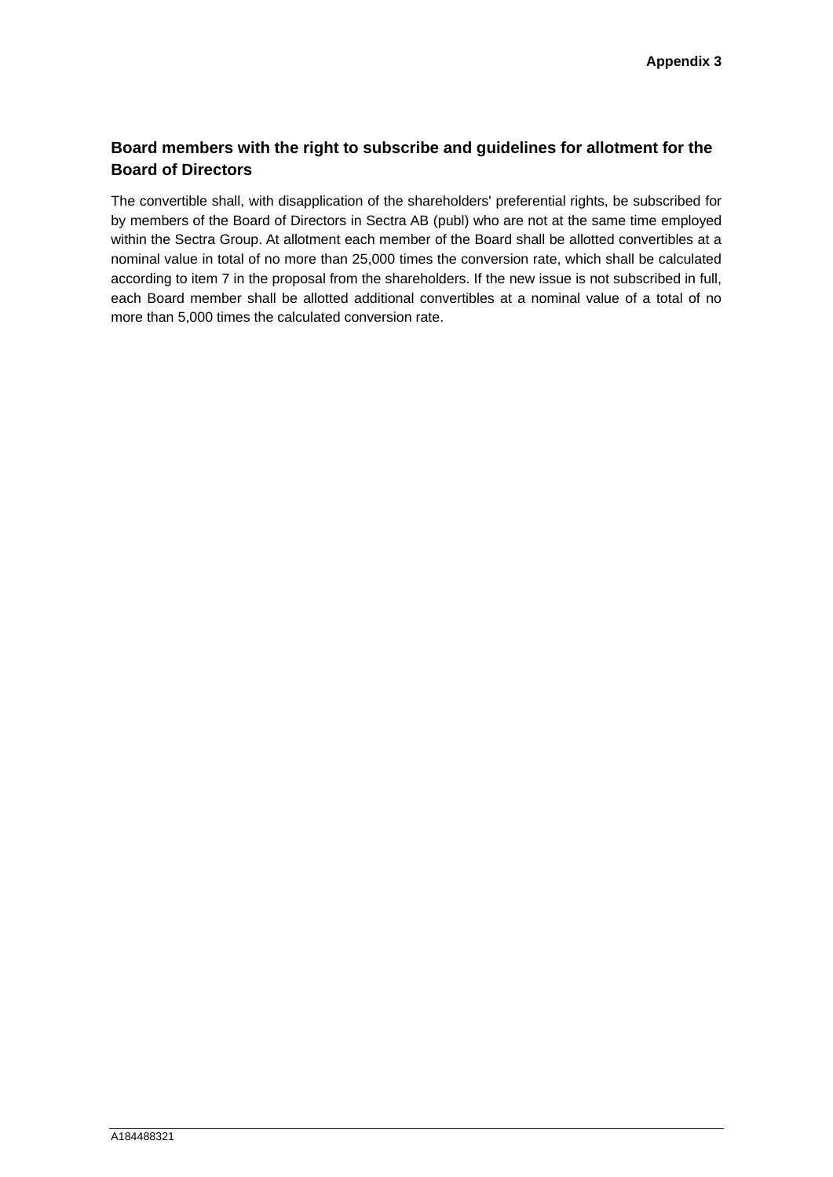**Appendix 3**

## Board members with the right to subscribe and guidelines for allotment for the Board of Directors

The convertible shall, with disapplication of the shareholders' preferential rights, be subscribed for by members of the Board of Directors in Sectra AB (publ) who are not at the same time employed within the Sectra Group. At allotment each member of the Board shall be allotted convertibles at a nominal value in total of no more than 25,000 times the conversion rate, which shall be calculated according to item 7 in the proposal from the shareholders. If the new issue is not subscribed in full, each Board member shall be allotted additional convertibles at a nominal value of a total of no more than 5,000 times the calculated conversion rate.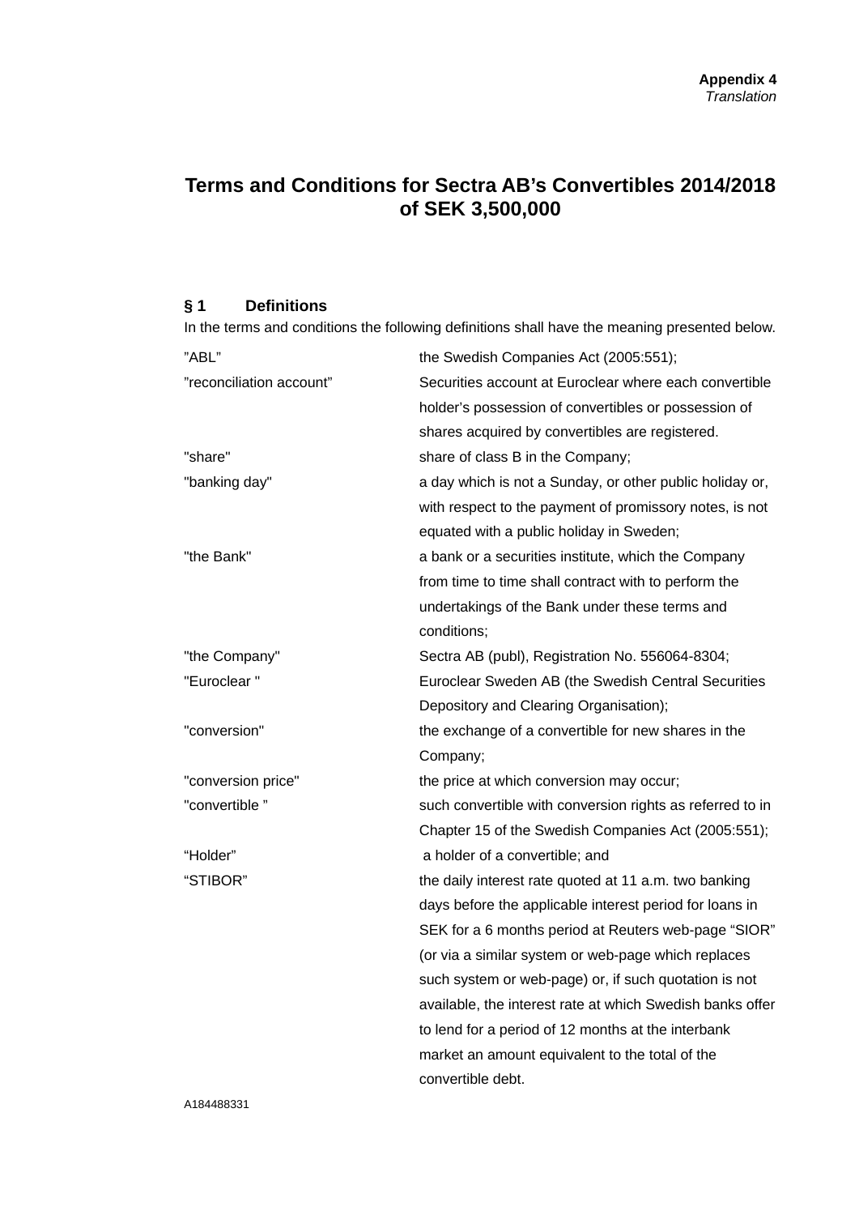**Appendix 4**
*Translation*

# Terms and Conditions for Sectra AB's Convertibles 2014/2018 of SEK 3,500,000

## § 1 Definitions

In the terms and conditions the following definitions shall have the meaning presented below.

| | |
|---|---|
| "ABL" | the Swedish Companies Act (2005:551); |
| "reconciliation account" | Securities account at Euroclear where each convertible holder's possession of convertibles or possession of shares acquired by convertibles are registered. |
| "share" | share of class B in the Company; |
| "banking day" | a day which is not a Sunday, or other public holiday or, with respect to the payment of promissory notes, is not equated with a public holiday in Sweden; |
| "the Bank" | a bank or a securities institute, which the Company from time to time shall contract with to perform the undertakings of the Bank under these terms and conditions; |
| "the Company" | Sectra AB (publ), Registration No. 556064-8304; |
| "Euroclear " | Euroclear Sweden AB (the Swedish Central Securities Depository and Clearing Organisation); |
| "conversion" | the exchange of a convertible for new shares in the Company; |
| "conversion price" | the price at which conversion may occur; |
| "convertible " | such convertible with conversion rights as referred to in Chapter 15 of the Swedish Companies Act (2005:551); |
| "Holder" | a holder of a convertible; and |
| "STIBOR" | the daily interest rate quoted at 11 a.m. two banking days before the applicable interest period for loans in SEK for a 6 months period at Reuters web-page "SIOR" (or via a similar system or web-page which replaces such system or web-page) or, if such quotation is not available, the interest rate at which Swedish banks offer to lend for a period of 12 months at the interbank market an amount equivalent to the total of the convertible debt. |

A184488331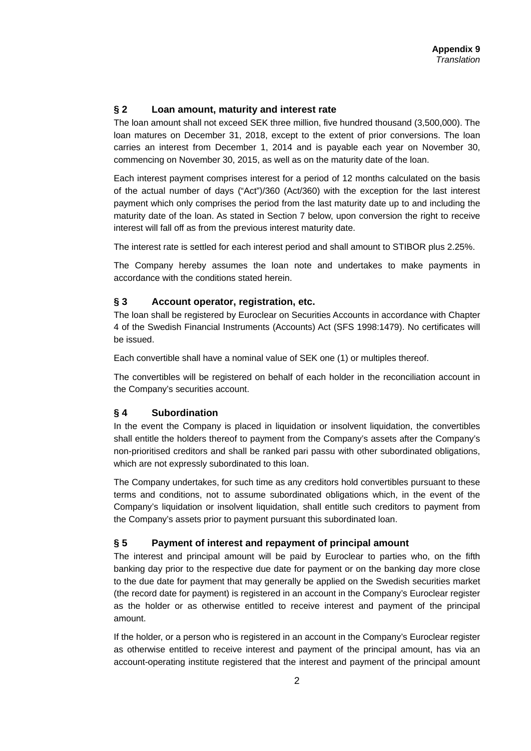**Appendix 9**
*Translation*

## § 2 Loan amount, maturity and interest rate

The loan amount shall not exceed SEK three million, five hundred thousand (3,500,000). The loan matures on December 31, 2018, except to the extent of prior conversions. The loan carries an interest from December 1, 2014 and is payable each year on November 30, commencing on November 30, 2015, as well as on the maturity date of the loan.

Each interest payment comprises interest for a period of 12 months calculated on the basis of the actual number of days ("Act")/360 (Act/360) with the exception for the last interest payment which only comprises the period from the last maturity date up to and including the maturity date of the loan. As stated in Section 7 below, upon conversion the right to receive interest will fall off as from the previous interest maturity date.

The interest rate is settled for each interest period and shall amount to STIBOR plus 2.25%.

The Company hereby assumes the loan note and undertakes to make payments in accordance with the conditions stated herein.

## § 3 Account operator, registration, etc.

The loan shall be registered by Euroclear on Securities Accounts in accordance with Chapter 4 of the Swedish Financial Instruments (Accounts) Act (SFS 1998:1479). No certificates will be issued.

Each convertible shall have a nominal value of SEK one (1) or multiples thereof.

The convertibles will be registered on behalf of each holder in the reconciliation account in the Company's securities account.

## § 4 Subordination

In the event the Company is placed in liquidation or insolvent liquidation, the convertibles shall entitle the holders thereof to payment from the Company's assets after the Company's non-prioritised creditors and shall be ranked pari passu with other subordinated obligations, which are not expressly subordinated to this loan.

The Company undertakes, for such time as any creditors hold convertibles pursuant to these terms and conditions, not to assume subordinated obligations which, in the event of the Company's liquidation or insolvent liquidation, shall entitle such creditors to payment from the Company's assets prior to payment pursuant this subordinated loan.

## § 5 Payment of interest and repayment of principal amount

The interest and principal amount will be paid by Euroclear to parties who, on the fifth banking day prior to the respective due date for payment or on the banking day more close to the due date for payment that may generally be applied on the Swedish securities market (the record date for payment) is registered in an account in the Company's Euroclear register as the holder or as otherwise entitled to receive interest and payment of the principal amount.

If the holder, or a person who is registered in an account in the Company's Euroclear register as otherwise entitled to receive interest and payment of the principal amount, has via an account-operating institute registered that the interest and payment of the principal amount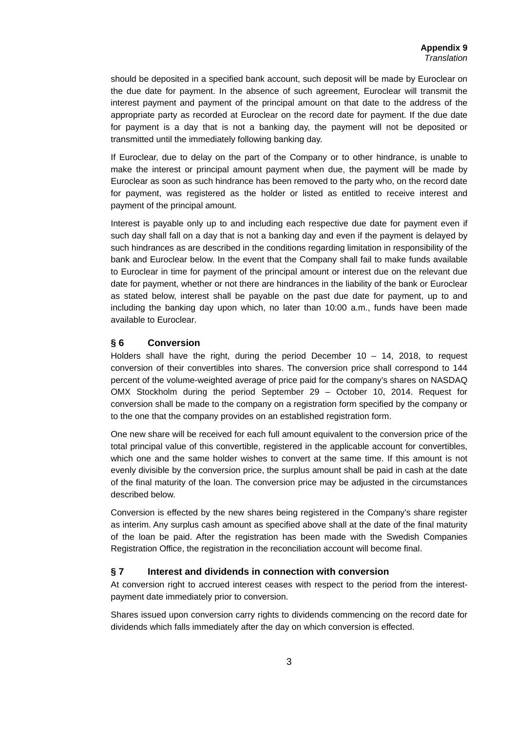should be deposited in a specified bank account, such deposit will be made by Euroclear on the due date for payment. In the absence of such agreement, Euroclear will transmit the interest payment and payment of the principal amount on that date to the address of the appropriate party as recorded at Euroclear on the record date for payment. If the due date for payment is a day that is not a banking day, the payment will not be deposited or transmitted until the immediately following banking day.

If Euroclear, due to delay on the part of the Company or to other hindrance, is unable to make the interest or principal amount payment when due, the payment will be made by Euroclear as soon as such hindrance has been removed to the party who, on the record date for payment, was registered as the holder or listed as entitled to receive interest and payment of the principal amount.

Interest is payable only up to and including each respective due date for payment even if such day shall fall on a day that is not a banking day and even if the payment is delayed by such hindrances as are described in the conditions regarding limitation in responsibility of the bank and Euroclear below. In the event that the Company shall fail to make funds available to Euroclear in time for payment of the principal amount or interest due on the relevant due date for payment, whether or not there are hindrances in the liability of the bank or Euroclear as stated below, interest shall be payable on the past due date for payment, up to and including the banking day upon which, no later than 10:00 a.m., funds have been made available to Euroclear.

### § 6 Conversion

Holders shall have the right, during the period December 10 – 14, 2018, to request conversion of their convertibles into shares. The conversion price shall correspond to 144 percent of the volume-weighted average of price paid for the company's shares on NASDAQ OMX Stockholm during the period September 29 – October 10, 2014. Request for conversion shall be made to the company on a registration form specified by the company or to the one that the company provides on an established registration form.

One new share will be received for each full amount equivalent to the conversion price of the total principal value of this convertible, registered in the applicable account for convertibles, which one and the same holder wishes to convert at the same time. If this amount is not evenly divisible by the conversion price, the surplus amount shall be paid in cash at the date of the final maturity of the loan. The conversion price may be adjusted in the circumstances described below.

Conversion is effected by the new shares being registered in the Company's share register as interim. Any surplus cash amount as specified above shall at the date of the final maturity of the loan be paid. After the registration has been made with the Swedish Companies Registration Office, the registration in the reconciliation account will become final.

### § 7 Interest and dividends in connection with conversion

At conversion right to accrued interest ceases with respect to the period from the interest-payment date immediately prior to conversion.

Shares issued upon conversion carry rights to dividends commencing on the record date for dividends which falls immediately after the day on which conversion is effected.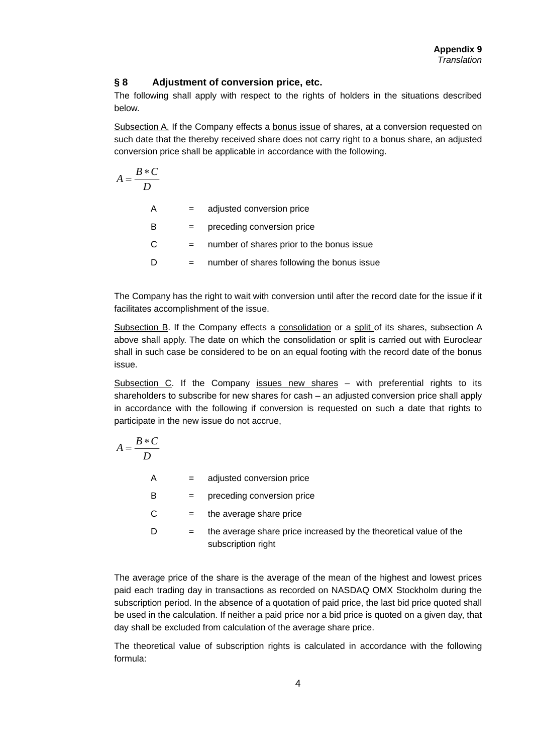**Appendix 9**
*Translation*

## § 8 Adjustment of conversion price, etc.

The following shall apply with respect to the rights of holders in the situations described below.

Subsection A. If the Company effects a bonus issue of shares, at a conversion requested on such date that the thereby received share does not carry right to a bonus share, an adjusted conversion price shall be applicable in accordance with the following.

$$A = \frac{B * C}{D}$$

| | | |
|---|---|---|
| A | = | adjusted conversion price |
| B | = | preceding conversion price |
| C | = | number of shares prior to the bonus issue |
| D | = | number of shares following the bonus issue |

The Company has the right to wait with conversion until after the record date for the issue if it facilitates accomplishment of the issue.

Subsection B. If the Company effects a consolidation or a split of its shares, subsection A above shall apply. The date on which the consolidation or split is carried out with Euroclear shall in such case be considered to be on an equal footing with the record date of the bonus issue.

Subsection C. If the Company issues new shares – with preferential rights to its shareholders to subscribe for new shares for cash – an adjusted conversion price shall apply in accordance with the following if conversion is requested on such a date that rights to participate in the new issue do not accrue,

$$A = \frac{B * C}{D}$$

| | | |
|---|---|---|
| A | = | adjusted conversion price |
| B | = | preceding conversion price |
| C | = | the average share price |
| D | = | the average share price increased by the theoretical value of the subscription right |

The average price of the share is the average of the mean of the highest and lowest prices paid each trading day in transactions as recorded on NASDAQ OMX Stockholm during the subscription period. In the absence of a quotation of paid price, the last bid price quoted shall be used in the calculation. If neither a paid price nor a bid price is quoted on a given day, that day shall be excluded from calculation of the average share price.

The theoretical value of subscription rights is calculated in accordance with the following formula: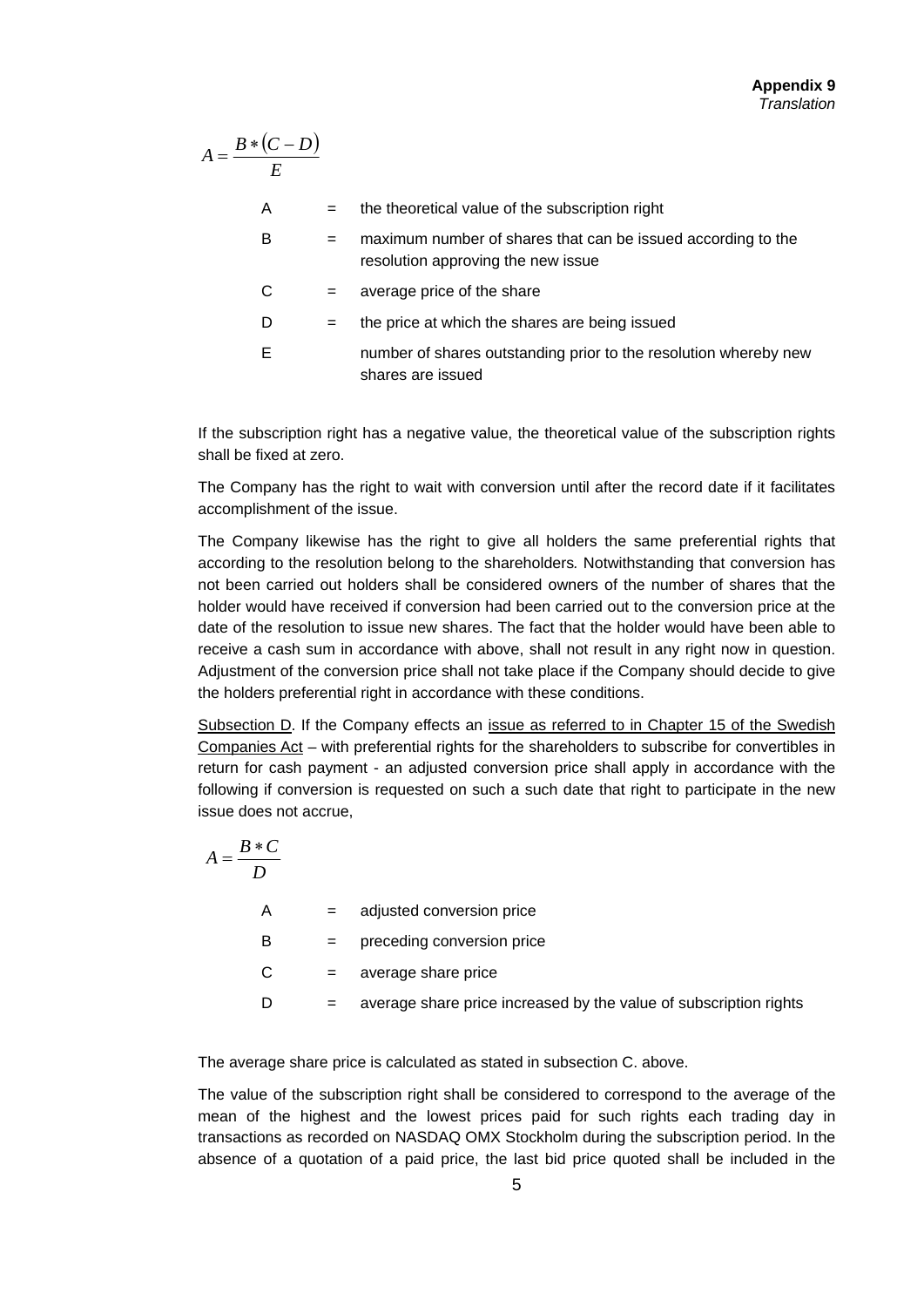$$A = \frac{B * (C - D)}{E}$$

| | | |
|---|---|---|
| A | = | the theoretical value of the subscription right |
| B | = | maximum number of shares that can be issued according to the resolution approving the new issue |
| C | = | average price of the share |
| D | = | the price at which the shares are being issued |
| E | | number of shares outstanding prior to the resolution whereby new shares are issued |

If the subscription right has a negative value, the theoretical value of the subscription rights shall be fixed at zero.

The Company has the right to wait with conversion until after the record date if it facilitates accomplishment of the issue.

The Company likewise has the right to give all holders the same preferential rights that according to the resolution belong to the shareholders*.* Notwithstanding that conversion has not been carried out holders shall be considered owners of the number of shares that the holder would have received if conversion had been carried out to the conversion price at the date of the resolution to issue new shares. The fact that the holder would have been able to receive a cash sum in accordance with above, shall not result in any right now in question. Adjustment of the conversion price shall not take place if the Company should decide to give the holders preferential right in accordance with these conditions.

<u>Subsection D</u>. If the Company effects an <u>issue as referred to in Chapter 15 of the Swedish Companies Act</u> – with preferential rights for the shareholders to subscribe for convertibles in return for cash payment - an adjusted conversion price shall apply in accordance with the following if conversion is requested on such a such date that right to participate in the new issue does not accrue,

$$A = \frac{B * C}{D}$$

| | | |
|---|---|---|
| A | = | adjusted conversion price |
| B | = | preceding conversion price |
| C | = | average share price |
| D | = | average share price increased by the value of subscription rights |

The average share price is calculated as stated in subsection C. above.

The value of the subscription right shall be considered to correspond to the average of the mean of the highest and the lowest prices paid for such rights each trading day in transactions as recorded on NASDAQ OMX Stockholm during the subscription period. In the absence of a quotation of a paid price, the last bid price quoted shall be included in the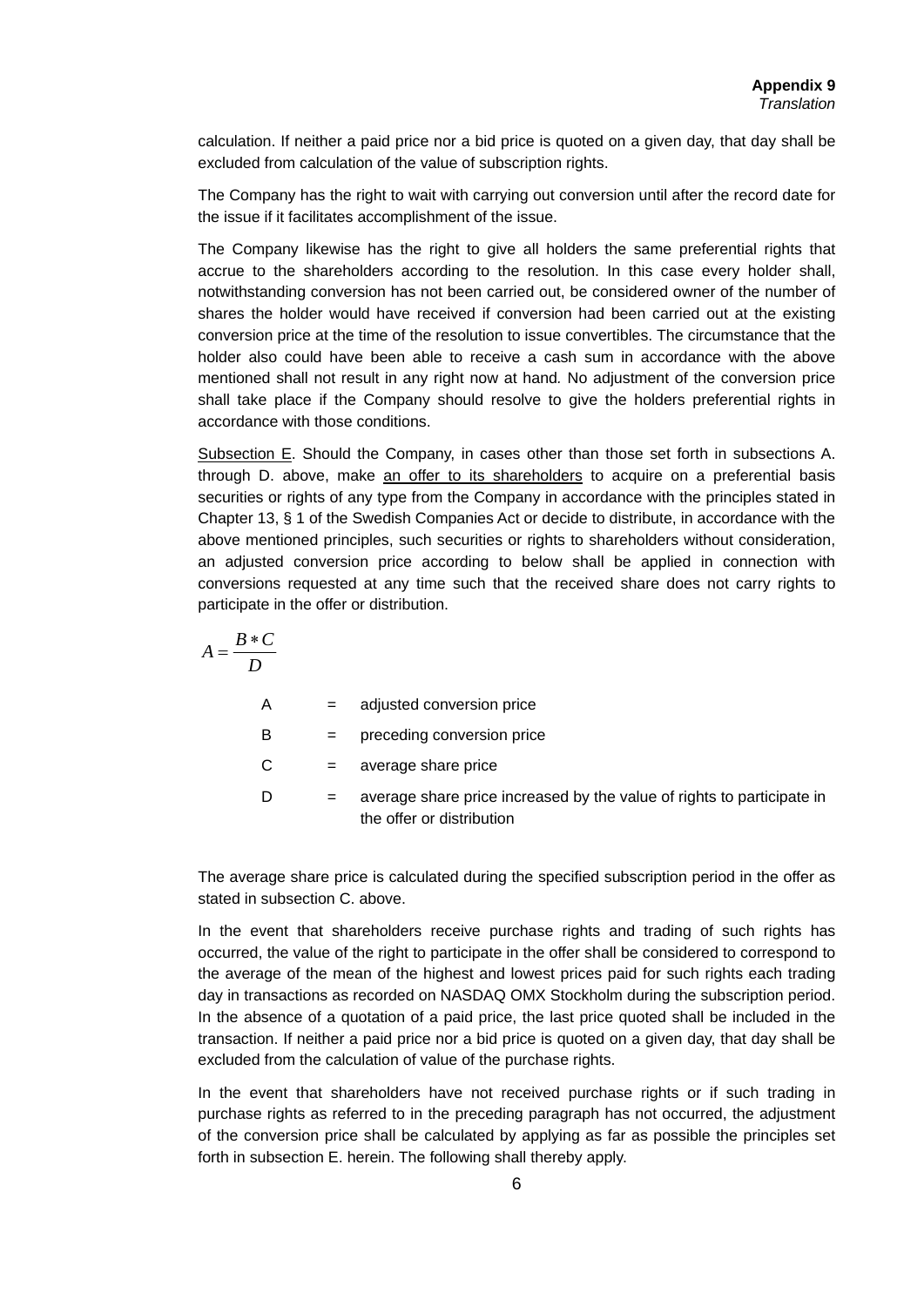calculation. If neither a paid price nor a bid price is quoted on a given day, that day shall be excluded from calculation of the value of subscription rights.

The Company has the right to wait with carrying out conversion until after the record date for the issue if it facilitates accomplishment of the issue.

The Company likewise has the right to give all holders the same preferential rights that accrue to the shareholders according to the resolution. In this case every holder shall, notwithstanding conversion has not been carried out, be considered owner of the number of shares the holder would have received if conversion had been carried out at the existing conversion price at the time of the resolution to issue convertibles. The circumstance that the holder also could have been able to receive a cash sum in accordance with the above mentioned shall not result in any right now at hand. No adjustment of the conversion price shall take place if the Company should resolve to give the holders preferential rights in accordance with those conditions.

Subsection E. Should the Company, in cases other than those set forth in subsections A. through D. above, make an offer to its shareholders to acquire on a preferential basis securities or rights of any type from the Company in accordance with the principles stated in Chapter 13, § 1 of the Swedish Companies Act or decide to distribute, in accordance with the above mentioned principles, such securities or rights to shareholders without consideration, an adjusted conversion price according to below shall be applied in connection with conversions requested at any time such that the received share does not carry rights to participate in the offer or distribution.

$$A = \frac{B * C}{D}$$

| | | |
|---|---|---|
| A | = | adjusted conversion price |
| B | = | preceding conversion price |
| C | = | average share price |
| D | = | average share price increased by the value of rights to participate in the offer or distribution |

The average share price is calculated during the specified subscription period in the offer as stated in subsection C. above.

In the event that shareholders receive purchase rights and trading of such rights has occurred, the value of the right to participate in the offer shall be considered to correspond to the average of the mean of the highest and lowest prices paid for such rights each trading day in transactions as recorded on NASDAQ OMX Stockholm during the subscription period. In the absence of a quotation of a paid price, the last price quoted shall be included in the transaction. If neither a paid price nor a bid price is quoted on a given day, that day shall be excluded from the calculation of value of the purchase rights.

In the event that shareholders have not received purchase rights or if such trading in purchase rights as referred to in the preceding paragraph has not occurred, the adjustment of the conversion price shall be calculated by applying as far as possible the principles set forth in subsection E. herein. The following shall thereby apply.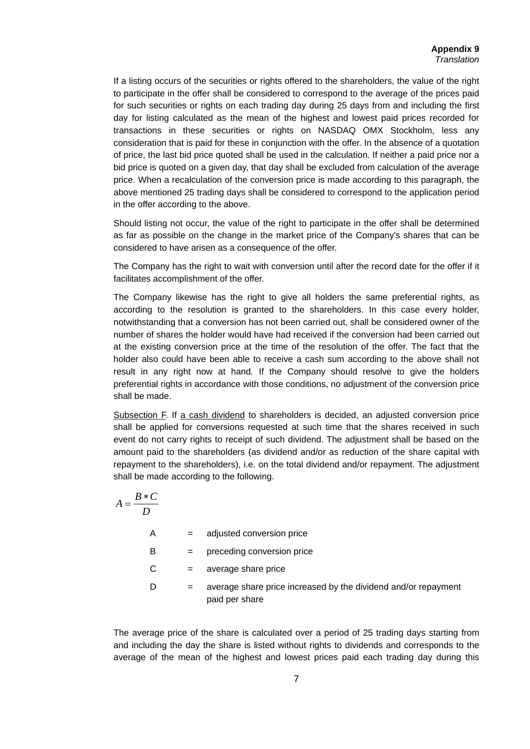If a listing occurs of the securities or rights offered to the shareholders, the value of the right to participate in the offer shall be considered to correspond to the average of the prices paid for such securities or rights on each trading day during 25 days from and including the first day for listing calculated as the mean of the highest and lowest paid prices recorded for transactions in these securities or rights on NASDAQ OMX Stockholm, less any consideration that is paid for these in conjunction with the offer. In the absence of a quotation of price, the last bid price quoted shall be used in the calculation. If neither a paid price nor a bid price is quoted on a given day, that day shall be excluded from calculation of the average price. When a recalculation of the conversion price is made according to this paragraph, the above mentioned 25 trading days shall be considered to correspond to the application period in the offer according to the above.

Should listing not occur, the value of the right to participate in the offer shall be determined as far as possible on the change in the market price of the Company's shares that can be considered to have arisen as a consequence of the offer.

The Company has the right to wait with conversion until after the record date for the offer if it facilitates accomplishment of the offer.

The Company likewise has the right to give all holders the same preferential rights, as according to the resolution is granted to the shareholders. In this case every holder, notwithstanding that a conversion has not been carried out, shall be considered owner of the number of shares the holder would have had received if the conversion had been carried out at the existing conversion price at the time of the resolution of the offer. The fact that the holder also could have been able to receive a cash sum according to the above shall not result in any right now at hand. If the Company should resolve to give the holders preferential rights in accordance with those conditions, no adjustment of the conversion price shall be made.

Subsection F. If a cash dividend to shareholders is decided, an adjusted conversion price shall be applied for conversions requested at such time that the shares received in such event do not carry rights to receipt of such dividend. The adjustment shall be based on the amount paid to the shareholders (as dividend and/or as reduction of the share capital with repayment to the shareholders), i.e. on the total dividend and/or repayment. The adjustment shall be made according to the following.

$$A = \frac{B * C}{D}$$

| | | |
|---|---|---|
| A | = | adjusted conversion price |
| B | = | preceding conversion price |
| C | = | average share price |
| D | = | average share price increased by the dividend and/or repayment paid per share |

The average price of the share is calculated over a period of 25 trading days starting from and including the day the share is listed without rights to dividends and corresponds to the average of the mean of the highest and lowest prices paid each trading day during this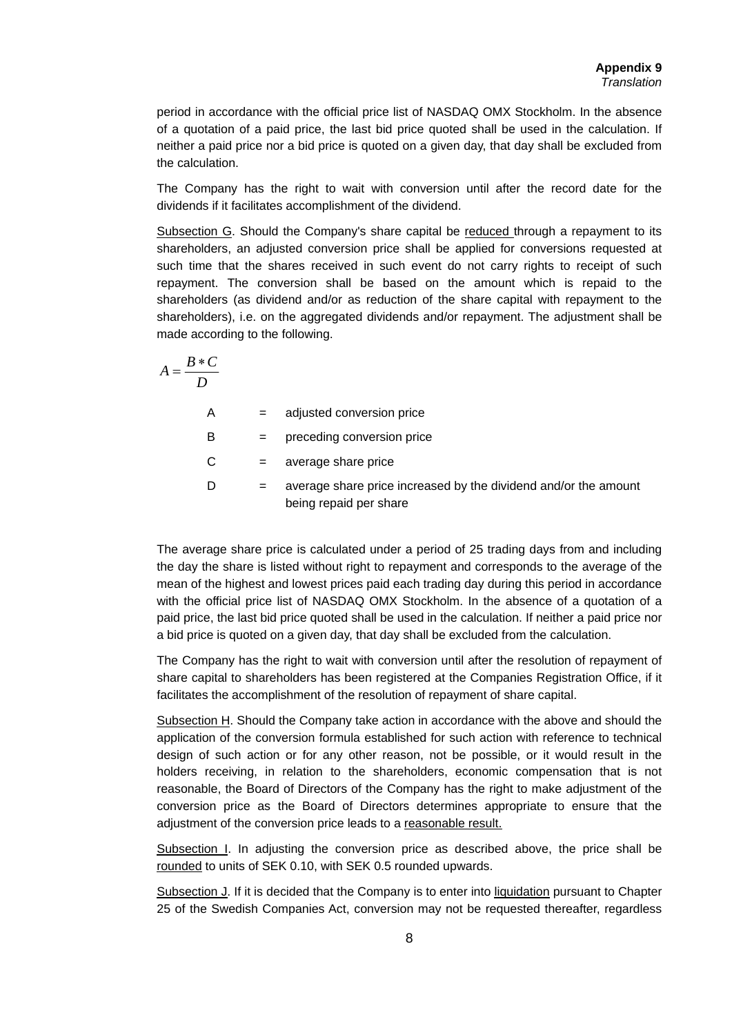period in accordance with the official price list of NASDAQ OMX Stockholm. In the absence of a quotation of a paid price, the last bid price quoted shall be used in the calculation. If neither a paid price nor a bid price is quoted on a given day, that day shall be excluded from the calculation.

The Company has the right to wait with conversion until after the record date for the dividends if it facilitates accomplishment of the dividend.

Subsection G. Should the Company's share capital be reduced through a repayment to its shareholders, an adjusted conversion price shall be applied for conversions requested at such time that the shares received in such event do not carry rights to receipt of such repayment. The conversion shall be based on the amount which is repaid to the shareholders (as dividend and/or as reduction of the share capital with repayment to the shareholders), i.e. on the aggregated dividends and/or repayment. The adjustment shall be made according to the following.

$$A = \frac{B * C}{D}$$

| | | |
|---|---|---|
| A | = | adjusted conversion price |
| B | = | preceding conversion price |
| C | = | average share price |
| D | = | average share price increased by the dividend and/or the amount being repaid per share |

The average share price is calculated under a period of 25 trading days from and including the day the share is listed without right to repayment and corresponds to the average of the mean of the highest and lowest prices paid each trading day during this period in accordance with the official price list of NASDAQ OMX Stockholm. In the absence of a quotation of a paid price, the last bid price quoted shall be used in the calculation. If neither a paid price nor a bid price is quoted on a given day, that day shall be excluded from the calculation.

The Company has the right to wait with conversion until after the resolution of repayment of share capital to shareholders has been registered at the Companies Registration Office, if it facilitates the accomplishment of the resolution of repayment of share capital.

Subsection H. Should the Company take action in accordance with the above and should the application of the conversion formula established for such action with reference to technical design of such action or for any other reason, not be possible, or it would result in the holders receiving, in relation to the shareholders, economic compensation that is not reasonable, the Board of Directors of the Company has the right to make adjustment of the conversion price as the Board of Directors determines appropriate to ensure that the adjustment of the conversion price leads to a reasonable result.

Subsection I. In adjusting the conversion price as described above, the price shall be rounded to units of SEK 0.10, with SEK 0.5 rounded upwards.

Subsection J. If it is decided that the Company is to enter into liquidation pursuant to Chapter 25 of the Swedish Companies Act, conversion may not be requested thereafter, regardless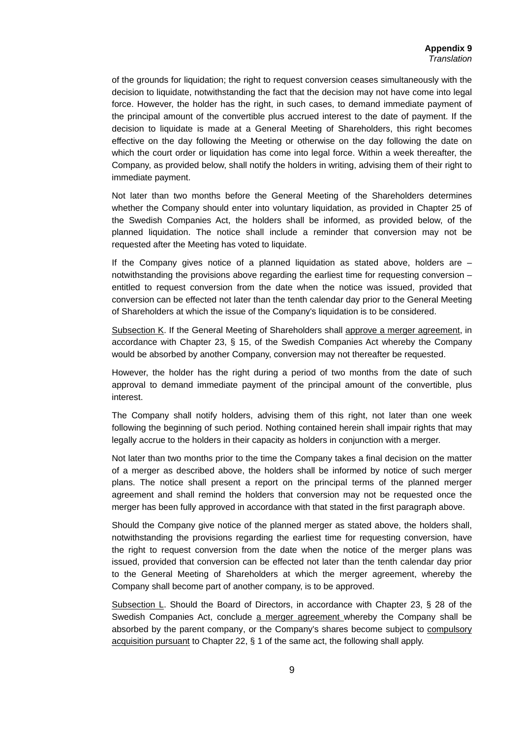of the grounds for liquidation; the right to request conversion ceases simultaneously with the decision to liquidate, notwithstanding the fact that the decision may not have come into legal force. However, the holder has the right, in such cases, to demand immediate payment of the principal amount of the convertible plus accrued interest to the date of payment. If the decision to liquidate is made at a General Meeting of Shareholders, this right becomes effective on the day following the Meeting or otherwise on the day following the date on which the court order or liquidation has come into legal force. Within a week thereafter, the Company, as provided below, shall notify the holders in writing, advising them of their right to immediate payment.

Not later than two months before the General Meeting of the Shareholders determines whether the Company should enter into voluntary liquidation, as provided in Chapter 25 of the Swedish Companies Act, the holders shall be informed, as provided below, of the planned liquidation. The notice shall include a reminder that conversion may not be requested after the Meeting has voted to liquidate.

If the Company gives notice of a planned liquidation as stated above, holders are – notwithstanding the provisions above regarding the earliest time for requesting conversion – entitled to request conversion from the date when the notice was issued, provided that conversion can be effected not later than the tenth calendar day prior to the General Meeting of Shareholders at which the issue of the Company's liquidation is to be considered.

<u>Subsection K</u>. If the General Meeting of Shareholders shall <u>approve a merger agreement</u>, in accordance with Chapter 23, § 15, of the Swedish Companies Act whereby the Company would be absorbed by another Company, conversion may not thereafter be requested.

However, the holder has the right during a period of two months from the date of such approval to demand immediate payment of the principal amount of the convertible, plus interest.

The Company shall notify holders, advising them of this right, not later than one week following the beginning of such period. Nothing contained herein shall impair rights that may legally accrue to the holders in their capacity as holders in conjunction with a merger.

Not later than two months prior to the time the Company takes a final decision on the matter of a merger as described above, the holders shall be informed by notice of such merger plans. The notice shall present a report on the principal terms of the planned merger agreement and shall remind the holders that conversion may not be requested once the merger has been fully approved in accordance with that stated in the first paragraph above.

Should the Company give notice of the planned merger as stated above, the holders shall, notwithstanding the provisions regarding the earliest time for requesting conversion, have the right to request conversion from the date when the notice of the merger plans was issued, provided that conversion can be effected not later than the tenth calendar day prior to the General Meeting of Shareholders at which the merger agreement, whereby the Company shall become part of another company, is to be approved.

<u>Subsection L</u>. Should the Board of Directors, in accordance with Chapter 23, § 28 of the Swedish Companies Act, conclude <u>a merger agreement</u> whereby the Company shall be absorbed by the parent company, or the Company's shares become subject to <u>compulsory acquisition pursuant</u> to Chapter 22, § 1 of the same act, the following shall apply.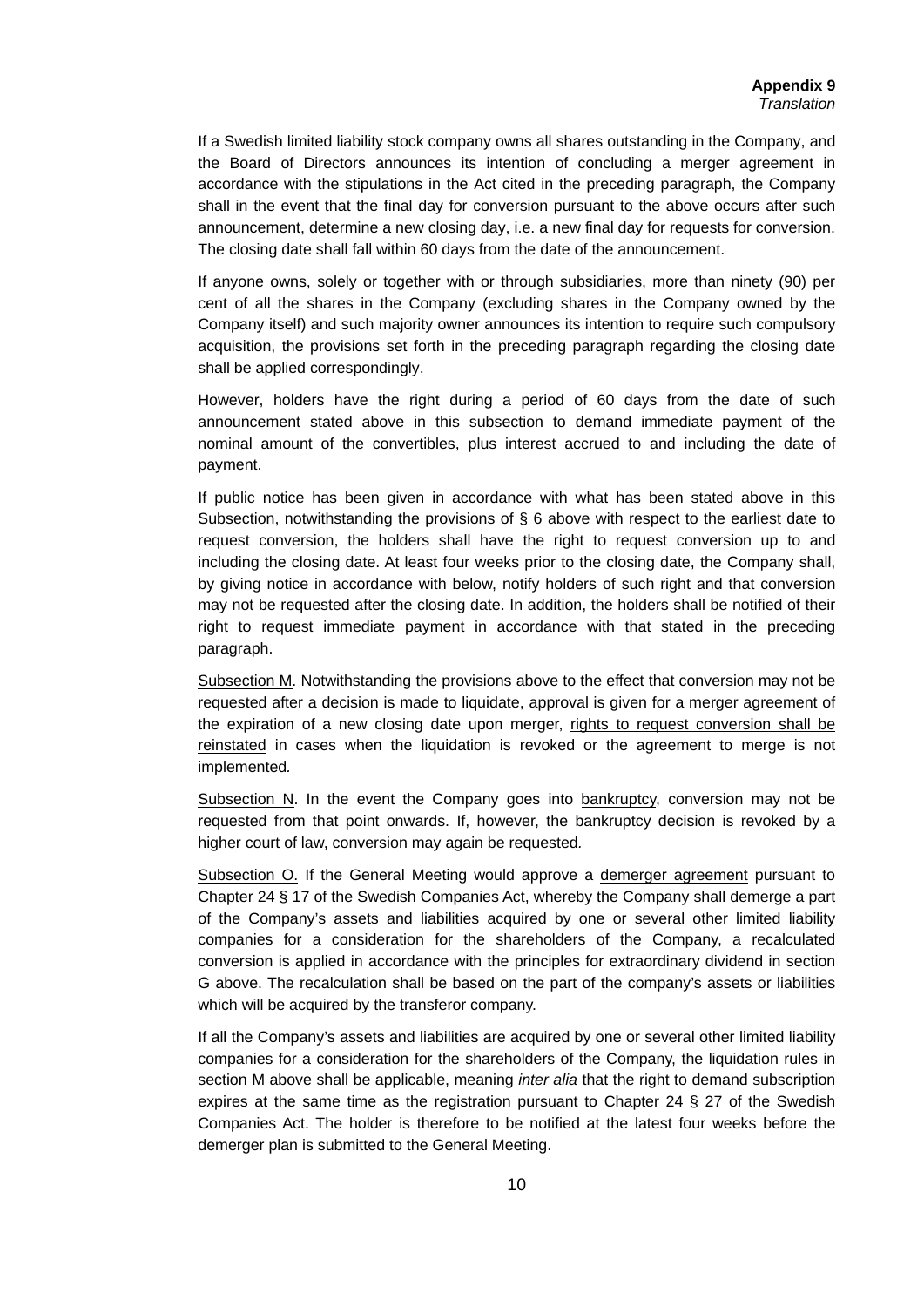**Appendix 9**
*Translation*

If a Swedish limited liability stock company owns all shares outstanding in the Company, and the Board of Directors announces its intention of concluding a merger agreement in accordance with the stipulations in the Act cited in the preceding paragraph, the Company shall in the event that the final day for conversion pursuant to the above occurs after such announcement, determine a new closing day, i.e. a new final day for requests for conversion. The closing date shall fall within 60 days from the date of the announcement.

If anyone owns, solely or together with or through subsidiaries, more than ninety (90) per cent of all the shares in the Company (excluding shares in the Company owned by the Company itself) and such majority owner announces its intention to require such compulsory acquisition, the provisions set forth in the preceding paragraph regarding the closing date shall be applied correspondingly.

However, holders have the right during a period of 60 days from the date of such announcement stated above in this subsection to demand immediate payment of the nominal amount of the convertibles, plus interest accrued to and including the date of payment.

If public notice has been given in accordance with what has been stated above in this Subsection, notwithstanding the provisions of § 6 above with respect to the earliest date to request conversion, the holders shall have the right to request conversion up to and including the closing date. At least four weeks prior to the closing date, the Company shall, by giving notice in accordance with below, notify holders of such right and that conversion may not be requested after the closing date. In addition, the holders shall be notified of their right to request immediate payment in accordance with that stated in the preceding paragraph.

Subsection M. Notwithstanding the provisions above to the effect that conversion may not be requested after a decision is made to liquidate, approval is given for a merger agreement of the expiration of a new closing date upon merger, rights to request conversion shall be reinstated in cases when the liquidation is revoked or the agreement to merge is not implemented.

Subsection N. In the event the Company goes into bankruptcy, conversion may not be requested from that point onwards. If, however, the bankruptcy decision is revoked by a higher court of law, conversion may again be requested.

Subsection O. If the General Meeting would approve a demerger agreement pursuant to Chapter 24 § 17 of the Swedish Companies Act, whereby the Company shall demerge a part of the Company's assets and liabilities acquired by one or several other limited liability companies for a consideration for the shareholders of the Company, a recalculated conversion is applied in accordance with the principles for extraordinary dividend in section G above. The recalculation shall be based on the part of the company's assets or liabilities which will be acquired by the transferor company.

If all the Company's assets and liabilities are acquired by one or several other limited liability companies for a consideration for the shareholders of the Company, the liquidation rules in section M above shall be applicable, meaning *inter alia* that the right to demand subscription expires at the same time as the registration pursuant to Chapter 24 § 27 of the Swedish Companies Act. The holder is therefore to be notified at the latest four weeks before the demerger plan is submitted to the General Meeting.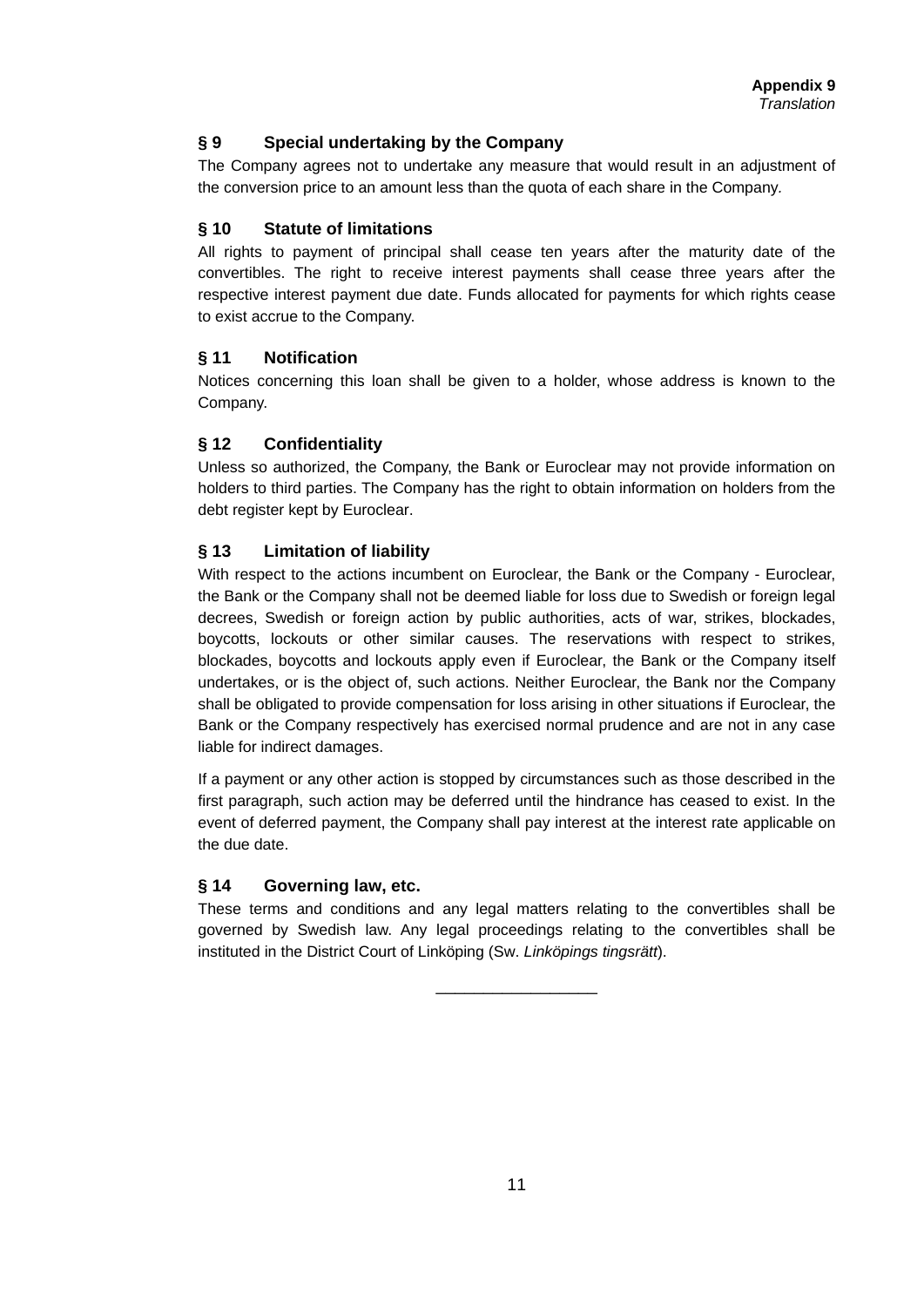**Appendix 9**
*Translation*

### § 9 Special undertaking by the Company

The Company agrees not to undertake any measure that would result in an adjustment of the conversion price to an amount less than the quota of each share in the Company.

### § 10 Statute of limitations

All rights to payment of principal shall cease ten years after the maturity date of the convertibles. The right to receive interest payments shall cease three years after the respective interest payment due date. Funds allocated for payments for which rights cease to exist accrue to the Company.

### § 11 Notification

Notices concerning this loan shall be given to a holder, whose address is known to the Company.

### § 12 Confidentiality

Unless so authorized, the Company, the Bank or Euroclear may not provide information on holders to third parties. The Company has the right to obtain information on holders from the debt register kept by Euroclear.

### § 13 Limitation of liability

With respect to the actions incumbent on Euroclear, the Bank or the Company - Euroclear, the Bank or the Company shall not be deemed liable for loss due to Swedish or foreign legal decrees, Swedish or foreign action by public authorities, acts of war, strikes, blockades, boycotts, lockouts or other similar causes. The reservations with respect to strikes, blockades, boycotts and lockouts apply even if Euroclear, the Bank or the Company itself undertakes, or is the object of, such actions. Neither Euroclear, the Bank nor the Company shall be obligated to provide compensation for loss arising in other situations if Euroclear, the Bank or the Company respectively has exercised normal prudence and are not in any case liable for indirect damages.

If a payment or any other action is stopped by circumstances such as those described in the first paragraph, such action may be deferred until the hindrance has ceased to exist. In the event of deferred payment, the Company shall pay interest at the interest rate applicable on the due date.

### § 14 Governing law, etc.

These terms and conditions and any legal matters relating to the convertibles shall be governed by Swedish law. Any legal proceedings relating to the convertibles shall be instituted in the District Court of Linköping (Sw. *Linköpings tingsrätt*).

\_\_\_\_\_\_\_\_\_\_\_\_\_\_\_\_\_\_